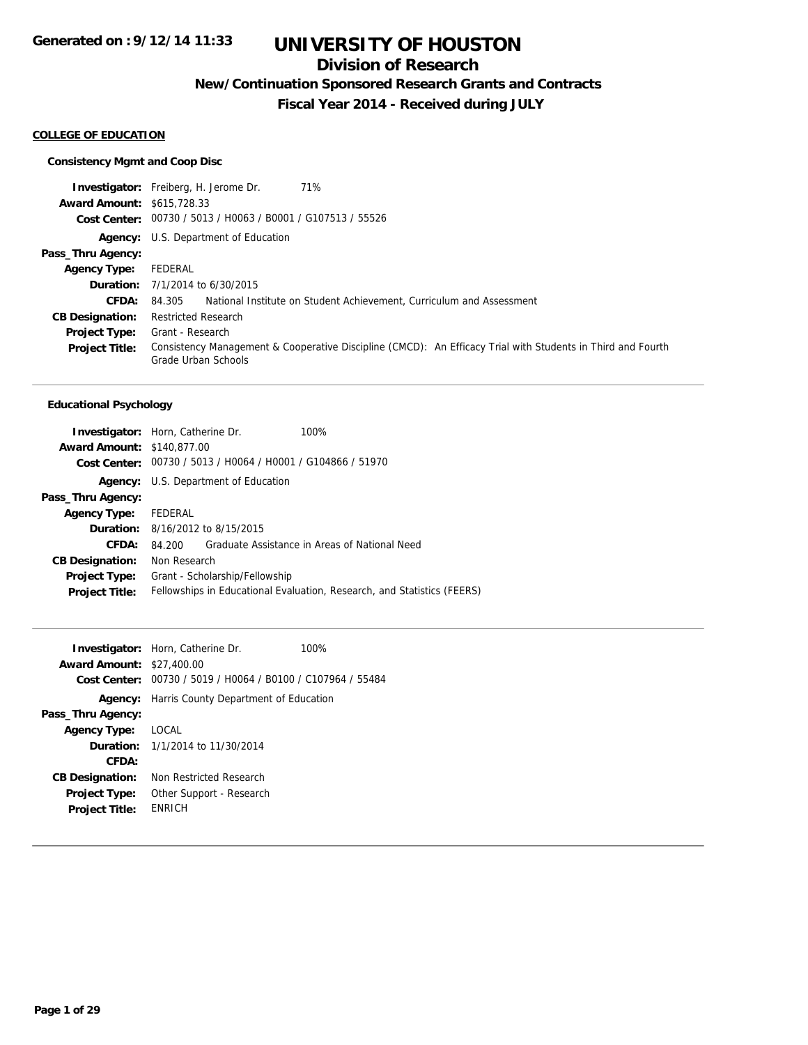Generated on : 9/12/14 11:33

# UNIVERSITY OF HOUSTON

## Division of Research

### New/Continuation Sponsored Research Grants and Contracts

### Fiscal Year 2014 - Received during JULY

**COLLEGE OF EDUCATION**

**Consistency Mgmt and Coop Disc**

| | |
|---|---|
| **Investigator:** | Freiberg, H. Jerome Dr. 71% |
| **Award Amount:** | $615,728.33 |
| **Cost Center:** | 00730 / 5013 / H0063 / B0001 / G107513 / 55526 |
| **Agency:** | U.S. Department of Education |
| **Pass_Thru Agency:** | |
| **Agency Type:** | FEDERAL |
| **Duration:** | 7/1/2014 to 6/30/2015 |
| **CFDA:** | 84.305 National Institute on Student Achievement, Curriculum and Assessment |
| **CB Designation:** | Restricted Research |
| **Project Type:** | Grant - Research |
| **Project Title:** | Consistency Management & Cooperative Discipline (CMCD): An Efficacy Trial with Students in Third and Fourth Grade Urban Schools |

---

**Educational Psychology**

| | |
|---|---|
| **Investigator:** | Horn, Catherine Dr. 100% |
| **Award Amount:** | $140,877.00 |
| **Cost Center:** | 00730 / 5013 / H0064 / H0001 / G104866 / 51970 |
| **Agency:** | U.S. Department of Education |
| **Pass_Thru Agency:** | |
| **Agency Type:** | FEDERAL |
| **Duration:** | 8/16/2012 to 8/15/2015 |
| **CFDA:** | 84.200 Graduate Assistance in Areas of National Need |
| **CB Designation:** | Non Research |
| **Project Type:** | Grant - Scholarship/Fellowship |
| **Project Title:** | Fellowships in Educational Evaluation, Research, and Statistics (FEERS) |

---

| | |
|---|---|
| **Investigator:** | Horn, Catherine Dr. 100% |
| **Award Amount:** | $27,400.00 |
| **Cost Center:** | 00730 / 5019 / H0064 / B0100 / C107964 / 55484 |
| **Agency:** | Harris County Department of Education |
| **Pass_Thru Agency:** | |
| **Agency Type:** | LOCAL |
| **Duration:** | 1/1/2014 to 11/30/2014 |
| **CFDA:** | |
| **CB Designation:** | Non Restricted Research |
| **Project Type:** | Other Support - Research |
| **Project Title:** | ENRICH |

---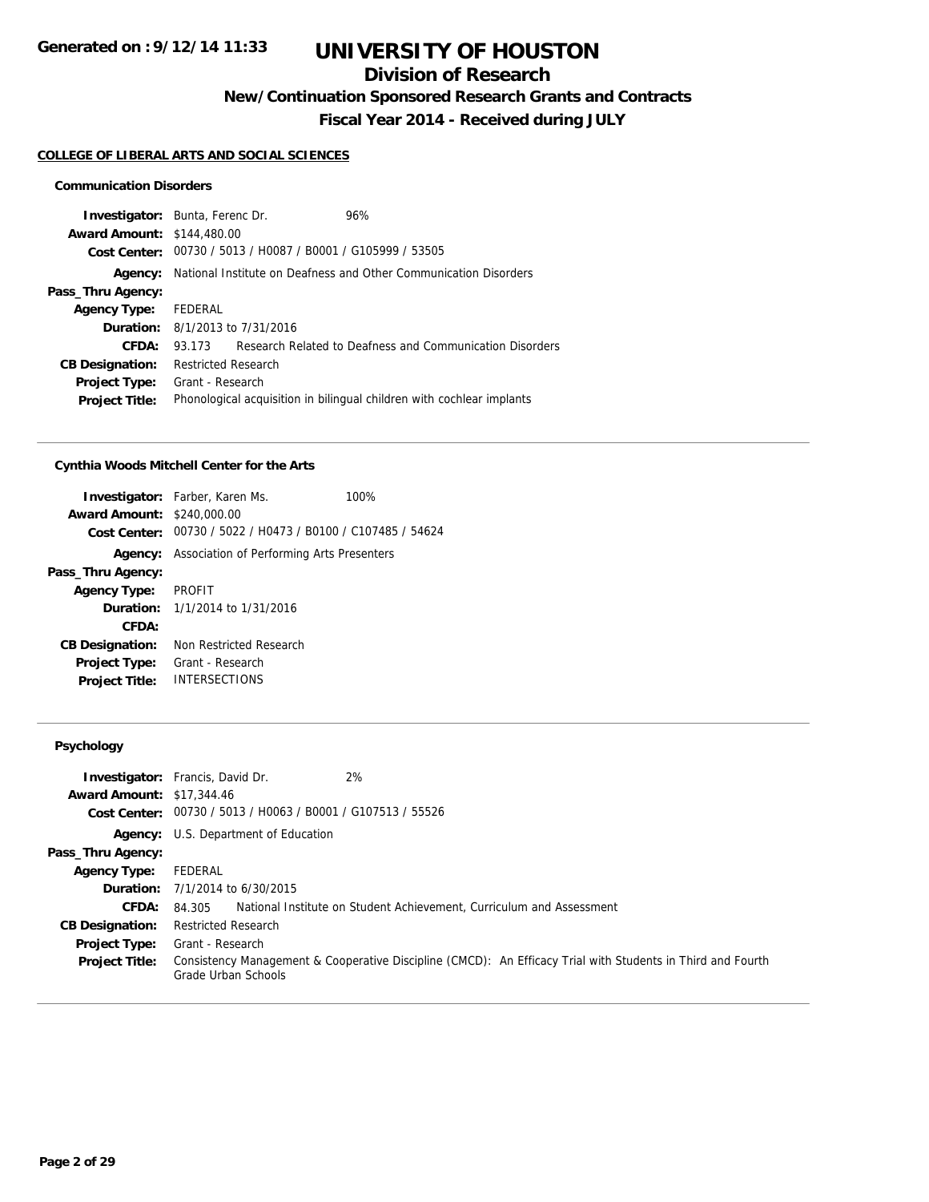**Generated on : 9/12/14 11:33**

# UNIVERSITY OF HOUSTON

## Division of Research

### New/Continuation Sponsored Research Grants and Contracts

### Fiscal Year 2014 - Received during JULY

#### COLLEGE OF LIBERAL ARTS AND SOCIAL SCIENCES

**Communication Disorders**

**Investigator:** Bunta, Ferenc Dr. 96%
**Award Amount:** $144,480.00
**Cost Center:** 00730 / 5013 / H0087 / B0001 / G105999 / 53505
**Agency:** National Institute on Deafness and Other Communication Disorders
**Pass_Thru Agency:**
**Agency Type:** FEDERAL
**Duration:** 8/1/2013 to 7/31/2016
**CFDA:** 93.173 Research Related to Deafness and Communication Disorders
**CB Designation:** Restricted Research
**Project Type:** Grant - Research
**Project Title:** Phonological acquisition in bilingual children with cochlear implants

---

**Cynthia Woods Mitchell Center for the Arts**

**Investigator:** Farber, Karen Ms. 100%
**Award Amount:** $240,000.00
**Cost Center:** 00730 / 5022 / H0473 / B0100 / C107485 / 54624
**Agency:** Association of Performing Arts Presenters
**Pass_Thru Agency:**
**Agency Type:** PROFIT
**Duration:** 1/1/2014 to 1/31/2016
**CFDA:**
**CB Designation:** Non Restricted Research
**Project Type:** Grant - Research
**Project Title:** INTERSECTIONS

---

**Psychology**

**Investigator:** Francis, David Dr. 2%
**Award Amount:** $17,344.46
**Cost Center:** 00730 / 5013 / H0063 / B0001 / G107513 / 55526
**Agency:** U.S. Department of Education
**Pass_Thru Agency:**
**Agency Type:** FEDERAL
**Duration:** 7/1/2014 to 6/30/2015
**CFDA:** 84.305 National Institute on Student Achievement, Curriculum and Assessment
**CB Designation:** Restricted Research
**Project Type:** Grant - Research
**Project Title:** Consistency Management & Cooperative Discipline (CMCD): An Efficacy Trial with Students in Third and Fourth Grade Urban Schools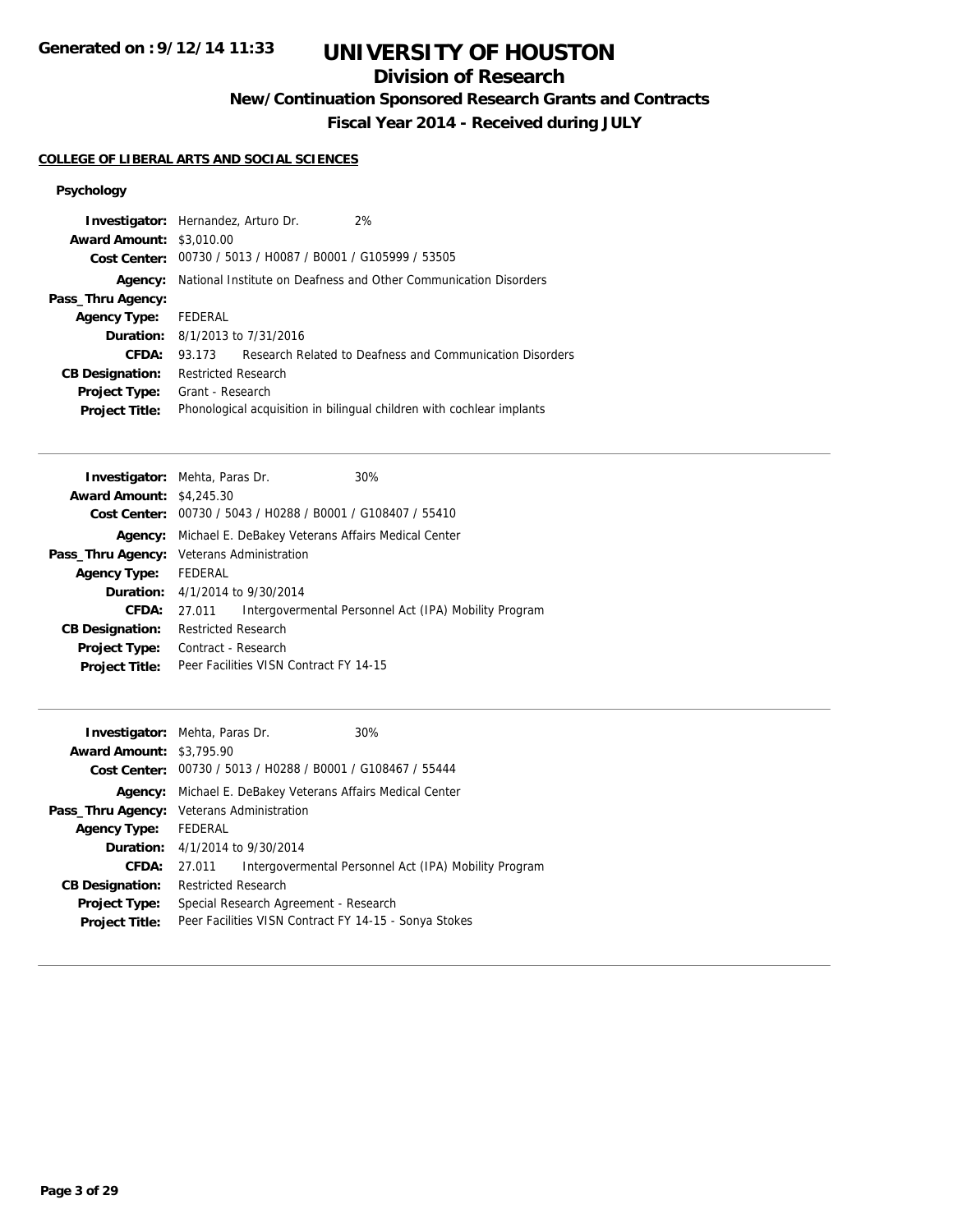# UNIVERSITY OF HOUSTON

## Division of Research

### New/Continuation Sponsored Research Grants and Contracts

### Fiscal Year 2014 - Received during JULY

**COLLEGE OF LIBERAL ARTS AND SOCIAL SCIENCES**

#### Psychology

**Investigator:** Hernandez, Arturo Dr. 2%
**Award Amount:** $3,010.00
**Cost Center:** 00730 / 5013 / H0087 / B0001 / G105999 / 53505
**Agency:** National Institute on Deafness and Other Communication Disorders
**Pass_Thru Agency:**
**Agency Type:** FEDERAL
**Duration:** 8/1/2013 to 7/31/2016
**CFDA:** 93.173 Research Related to Deafness and Communication Disorders
**CB Designation:** Restricted Research
**Project Type:** Grant - Research
**Project Title:** Phonological acquisition in bilingual children with cochlear implants

---

**Investigator:** Mehta, Paras Dr. 30%
**Award Amount:** $4,245.30
**Cost Center:** 00730 / 5043 / H0288 / B0001 / G108407 / 55410
**Agency:** Michael E. DeBakey Veterans Affairs Medical Center
**Pass_Thru Agency:** Veterans Administration
**Agency Type:** FEDERAL
**Duration:** 4/1/2014 to 9/30/2014
**CFDA:** 27.011 Intergovermental Personnel Act (IPA) Mobility Program
**CB Designation:** Restricted Research
**Project Type:** Contract - Research
**Project Title:** Peer Facilities VISN Contract FY 14-15

---

**Investigator:** Mehta, Paras Dr. 30%
**Award Amount:** $3,795.90
**Cost Center:** 00730 / 5013 / H0288 / B0001 / G108467 / 55444
**Agency:** Michael E. DeBakey Veterans Affairs Medical Center
**Pass_Thru Agency:** Veterans Administration
**Agency Type:** FEDERAL
**Duration:** 4/1/2014 to 9/30/2014
**CFDA:** 27.011 Intergovermental Personnel Act (IPA) Mobility Program
**CB Designation:** Restricted Research
**Project Type:** Special Research Agreement - Research
**Project Title:** Peer Facilities VISN Contract FY 14-15 - Sonya Stokes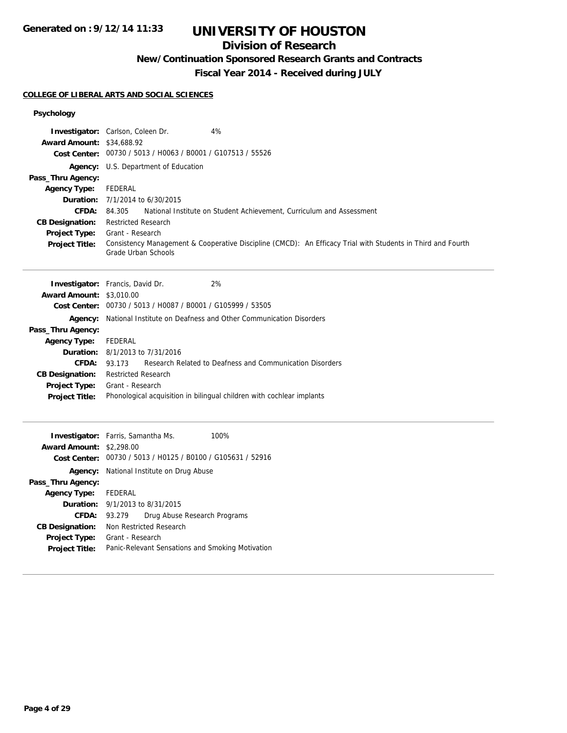# UNIVERSITY OF HOUSTON

## Division of Research

### New/Continuation Sponsored Research Grants and Contracts

### Fiscal Year 2014 - Received during JULY

Generated on : 9/12/14 11:33

**COLLEGE OF LIBERAL ARTS AND SOCIAL SCIENCES**

**Psychology**

**Investigator:** Carlson, Coleen Dr. 4%
**Award Amount:** $34,688.92
**Cost Center:** 00730 / 5013 / H0063 / B0001 / G107513 / 55526
**Agency:** U.S. Department of Education
**Pass_Thru Agency:**
**Agency Type:** FEDERAL
**Duration:** 7/1/2014 to 6/30/2015
**CFDA:** 84.305 National Institute on Student Achievement, Curriculum and Assessment
**CB Designation:** Restricted Research
**Project Type:** Grant - Research
**Project Title:** Consistency Management & Cooperative Discipline (CMCD): An Efficacy Trial with Students in Third and Fourth Grade Urban Schools

---

**Investigator:** Francis, David Dr. 2%
**Award Amount:** $3,010.00
**Cost Center:** 00730 / 5013 / H0087 / B0001 / G105999 / 53505
**Agency:** National Institute on Deafness and Other Communication Disorders
**Pass_Thru Agency:**
**Agency Type:** FEDERAL
**Duration:** 8/1/2013 to 7/31/2016
**CFDA:** 93.173 Research Related to Deafness and Communication Disorders
**CB Designation:** Restricted Research
**Project Type:** Grant - Research
**Project Title:** Phonological acquisition in bilingual children with cochlear implants

---

**Investigator:** Farris, Samantha Ms. 100%
**Award Amount:** $2,298.00
**Cost Center:** 00730 / 5013 / H0125 / B0100 / G105631 / 52916
**Agency:** National Institute on Drug Abuse
**Pass_Thru Agency:**
**Agency Type:** FEDERAL
**Duration:** 9/1/2013 to 8/31/2015
**CFDA:** 93.279 Drug Abuse Research Programs
**CB Designation:** Non Restricted Research
**Project Type:** Grant - Research
**Project Title:** Panic-Relevant Sensations and Smoking Motivation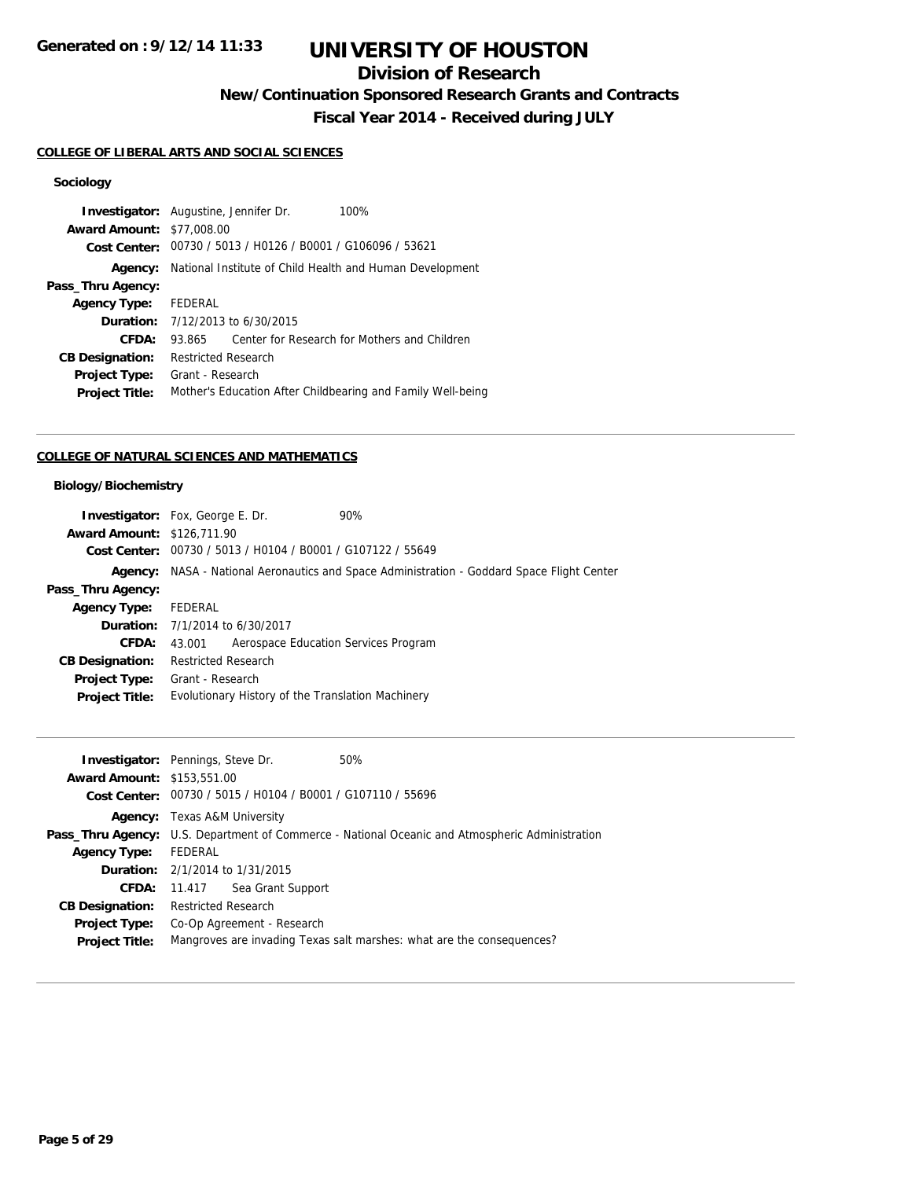# UNIVERSITY OF HOUSTON

## Division of Research

### New/Continuation Sponsored Research Grants and Contracts

### Fiscal Year 2014 - Received during JULY

**Generated on : 9/12/14 11:33**

#### COLLEGE OF LIBERAL ARTS AND SOCIAL SCIENCES

##### Sociology

**Investigator:** Augustine, Jennifer Dr. 100%
**Award Amount:** $77,008.00
**Cost Center:** 00730 / 5013 / H0126 / B0001 / G106096 / 53621
**Agency:** National Institute of Child Health and Human Development
**Pass_Thru Agency:**
**Agency Type:** FEDERAL
**Duration:** 7/12/2013 to 6/30/2015
**CFDA:** 93.865 Center for Research for Mothers and Children
**CB Designation:** Restricted Research
**Project Type:** Grant - Research
**Project Title:** Mother's Education After Childbearing and Family Well-being

---

#### COLLEGE OF NATURAL SCIENCES AND MATHEMATICS

##### Biology/Biochemistry

**Investigator:** Fox, George E. Dr. 90%
**Award Amount:** $126,711.90
**Cost Center:** 00730 / 5013 / H0104 / B0001 / G107122 / 55649
**Agency:** NASA - National Aeronautics and Space Administration - Goddard Space Flight Center
**Pass_Thru Agency:**
**Agency Type:** FEDERAL
**Duration:** 7/1/2014 to 6/30/2017
**CFDA:** 43.001 Aerospace Education Services Program
**CB Designation:** Restricted Research
**Project Type:** Grant - Research
**Project Title:** Evolutionary History of the Translation Machinery

---

**Investigator:** Pennings, Steve Dr. 50%
**Award Amount:** $153,551.00
**Cost Center:** 00730 / 5015 / H0104 / B0001 / G107110 / 55696
**Agency:** Texas A&M University
**Pass_Thru Agency:** U.S. Department of Commerce - National Oceanic and Atmospheric Administration
**Agency Type:** FEDERAL
**Duration:** 2/1/2014 to 1/31/2015
**CFDA:** 11.417 Sea Grant Support
**CB Designation:** Restricted Research
**Project Type:** Co-Op Agreement - Research
**Project Title:** Mangroves are invading Texas salt marshes: what are the consequences?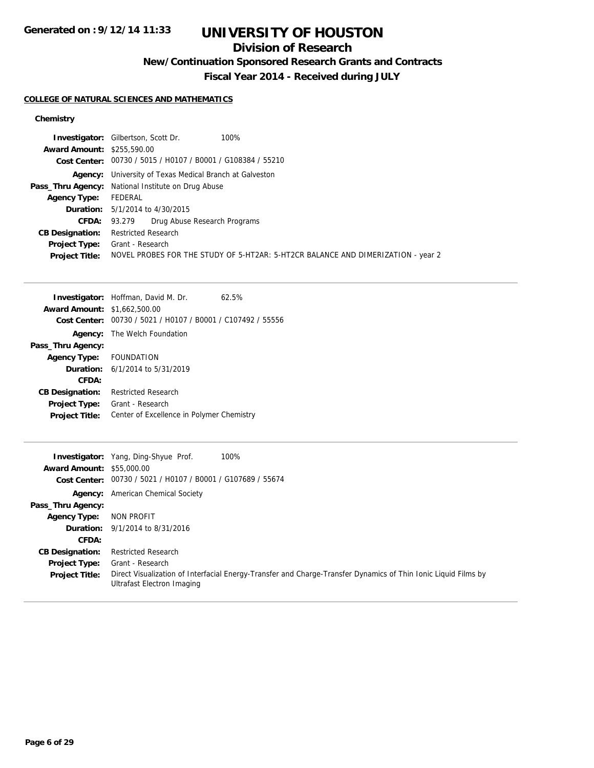# UNIVERSITY OF HOUSTON

## Division of Research

### New/Continuation Sponsored Research Grants and Contracts

### Fiscal Year 2014 - Received during JULY

**COLLEGE OF NATURAL SCIENCES AND MATHEMATICS**

#### Chemistry

**Investigator:** Gilbertson, Scott Dr. 100%
**Award Amount:** $255,590.00
**Cost Center:** 00730 / 5015 / H0107 / B0001 / G108384 / 55210
**Agency:** University of Texas Medical Branch at Galveston
**Pass_Thru Agency:** National Institute on Drug Abuse
**Agency Type:** FEDERAL
**Duration:** 5/1/2014 to 4/30/2015
**CFDA:** 93.279 Drug Abuse Research Programs
**CB Designation:** Restricted Research
**Project Type:** Grant - Research
**Project Title:** NOVEL PROBES FOR THE STUDY OF 5-HT2AR: 5-HT2CR BALANCE AND DIMERIZATION - year 2

---

**Investigator:** Hoffman, David M. Dr. 62.5%
**Award Amount:** $1,662,500.00
**Cost Center:** 00730 / 5021 / H0107 / B0001 / C107492 / 55556
**Agency:** The Welch Foundation
**Pass_Thru Agency:**
**Agency Type:** FOUNDATION
**Duration:** 6/1/2014 to 5/31/2019
**CFDA:**
**CB Designation:** Restricted Research
**Project Type:** Grant - Research
**Project Title:** Center of Excellence in Polymer Chemistry

---

**Investigator:** Yang, Ding-Shyue Prof. 100%
**Award Amount:** $55,000.00
**Cost Center:** 00730 / 5021 / H0107 / B0001 / G107689 / 55674
**Agency:** American Chemical Society
**Pass_Thru Agency:**
**Agency Type:** NON PROFIT
**Duration:** 9/1/2014 to 8/31/2016
**CFDA:**
**CB Designation:** Restricted Research
**Project Type:** Grant - Research
**Project Title:** Direct Visualization of Interfacial Energy-Transfer and Charge-Transfer Dynamics of Thin Ionic Liquid Films by Ultrafast Electron Imaging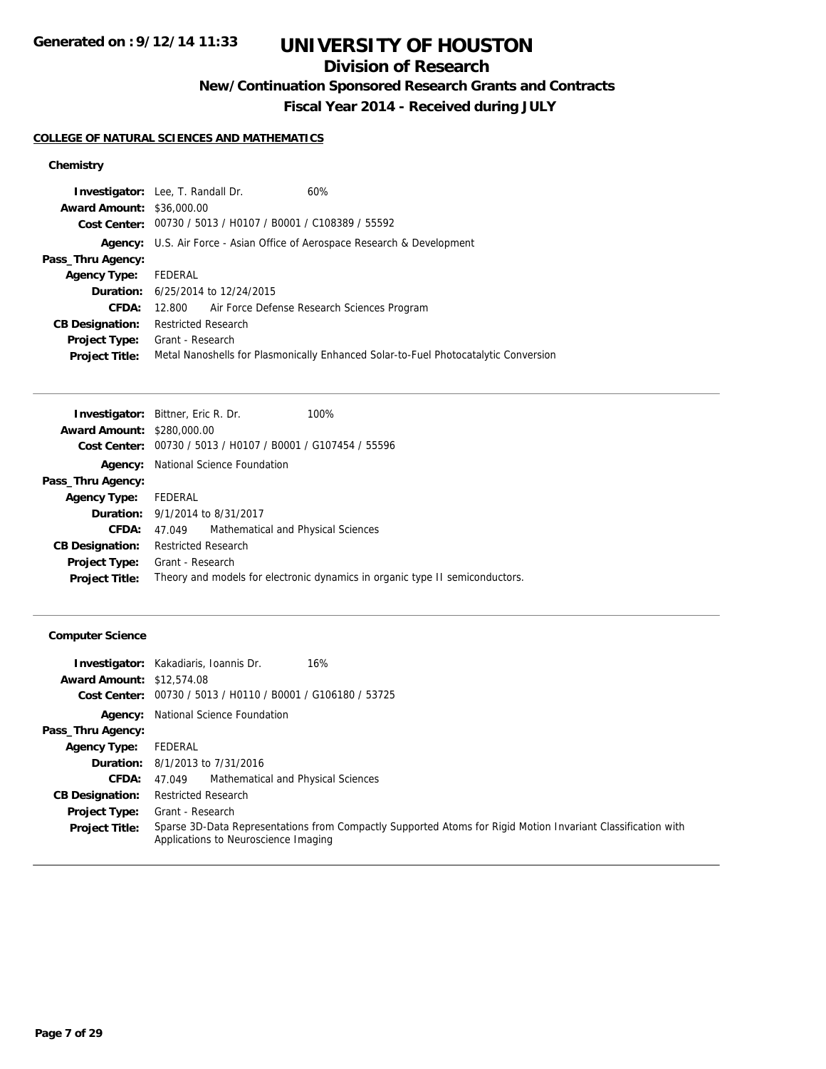# UNIVERSITY OF HOUSTON

## Division of Research

### New/Continuation Sponsored Research Grants and Contracts

### Fiscal Year 2014 - Received during JULY

**Generated on : 9/12/14 11:33**

**COLLEGE OF NATURAL SCIENCES AND MATHEMATICS**

#### Chemistry

**Investigator:** Lee, T. Randall Dr. 60%
**Award Amount:** $36,000.00
**Cost Center:** 00730 / 5013 / H0107 / B0001 / C108389 / 55592
**Agency:** U.S. Air Force - Asian Office of Aerospace Research & Development
**Pass_Thru Agency:**
**Agency Type:** FEDERAL
**Duration:** 6/25/2014 to 12/24/2015
**CFDA:** 12.800 Air Force Defense Research Sciences Program
**CB Designation:** Restricted Research
**Project Type:** Grant - Research
**Project Title:** Metal Nanoshells for Plasmonically Enhanced Solar-to-Fuel Photocatalytic Conversion

---

**Investigator:** Bittner, Eric R. Dr. 100%
**Award Amount:** $280,000.00
**Cost Center:** 00730 / 5013 / H0107 / B0001 / G107454 / 55596
**Agency:** National Science Foundation
**Pass_Thru Agency:**
**Agency Type:** FEDERAL
**Duration:** 9/1/2014 to 8/31/2017
**CFDA:** 47.049 Mathematical and Physical Sciences
**CB Designation:** Restricted Research
**Project Type:** Grant - Research
**Project Title:** Theory and models for electronic dynamics in organic type II semiconductors.

---

#### Computer Science

**Investigator:** Kakadiaris, Ioannis Dr. 16%
**Award Amount:** $12,574.08
**Cost Center:** 00730 / 5013 / H0110 / B0001 / G106180 / 53725
**Agency:** National Science Foundation
**Pass_Thru Agency:**
**Agency Type:** FEDERAL
**Duration:** 8/1/2013 to 7/31/2016
**CFDA:** 47.049 Mathematical and Physical Sciences
**CB Designation:** Restricted Research
**Project Type:** Grant - Research
**Project Title:** Sparse 3D-Data Representations from Compactly Supported Atoms for Rigid Motion Invariant Classification with Applications to Neuroscience Imaging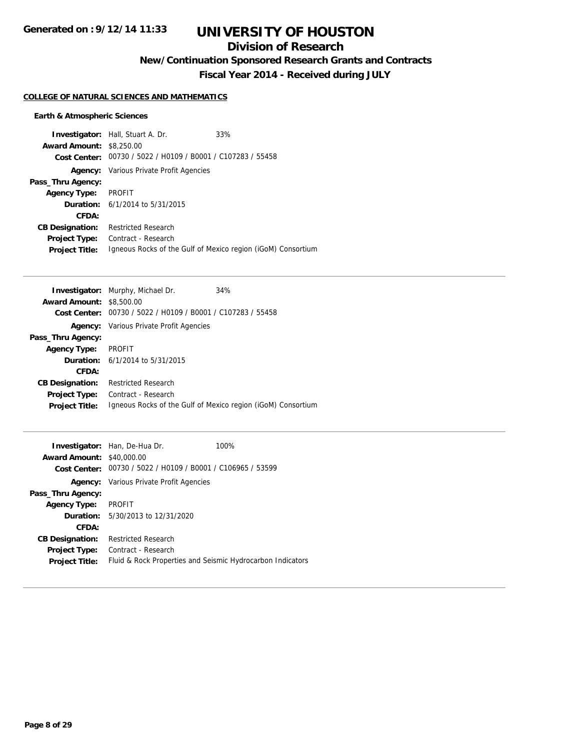# UNIVERSITY OF HOUSTON

## Division of Research

### New/Continuation Sponsored Research Grants and Contracts

### Fiscal Year 2014 - Received during JULY

**COLLEGE OF NATURAL SCIENCES AND MATHEMATICS**

**Earth & Atmospheric Sciences**

**Investigator:** Hall, Stuart A. Dr. 33%
**Award Amount:** $8,250.00
**Cost Center:** 00730 / 5022 / H0109 / B0001 / C107283 / 55458
**Agency:** Various Private Profit Agencies
**Pass_Thru Agency:**
**Agency Type:** PROFIT
**Duration:** 6/1/2014 to 5/31/2015
**CFDA:**
**CB Designation:** Restricted Research
**Project Type:** Contract - Research
**Project Title:** Igneous Rocks of the Gulf of Mexico region (iGoM) Consortium

---

**Investigator:** Murphy, Michael Dr. 34%
**Award Amount:** $8,500.00
**Cost Center:** 00730 / 5022 / H0109 / B0001 / C107283 / 55458
**Agency:** Various Private Profit Agencies
**Pass_Thru Agency:**
**Agency Type:** PROFIT
**Duration:** 6/1/2014 to 5/31/2015
**CFDA:**
**CB Designation:** Restricted Research
**Project Type:** Contract - Research
**Project Title:** Igneous Rocks of the Gulf of Mexico region (iGoM) Consortium

---

**Investigator:** Han, De-Hua Dr. 100%
**Award Amount:** $40,000.00
**Cost Center:** 00730 / 5022 / H0109 / B0001 / C106965 / 53599
**Agency:** Various Private Profit Agencies
**Pass_Thru Agency:**
**Agency Type:** PROFIT
**Duration:** 5/30/2013 to 12/31/2020
**CFDA:**
**CB Designation:** Restricted Research
**Project Type:** Contract - Research
**Project Title:** Fluid & Rock Properties and Seismic Hydrocarbon Indicators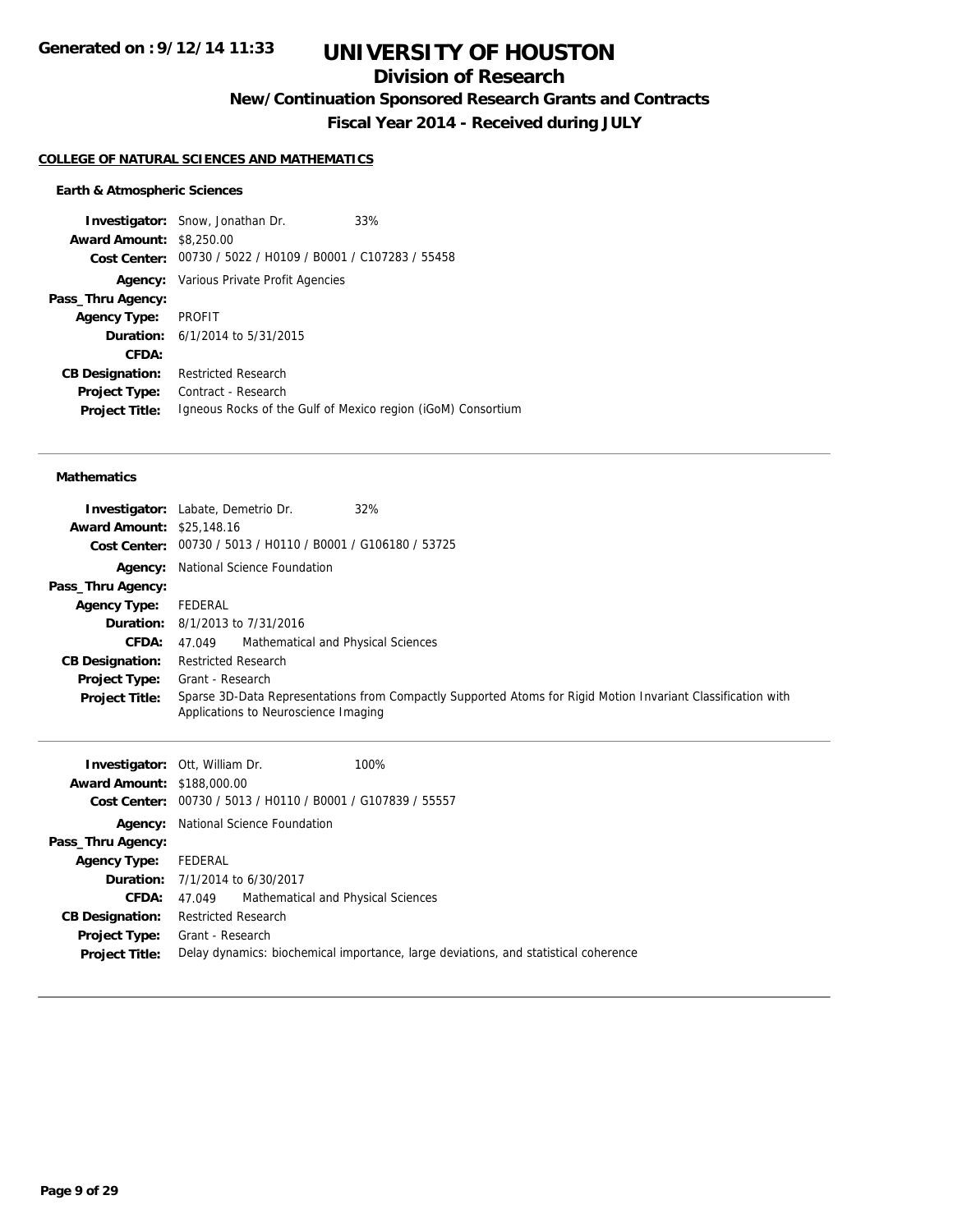## COLLEGE OF NATURAL SCIENCES AND MATHEMATICS

### Earth & Atmospheric Sciences

| | |
|---|---|
| **Investigator:** | Snow, Jonathan Dr. 33% |
| **Award Amount:** | $8,250.00 |
| **Cost Center:** | 00730 / 5022 / H0109 / B0001 / C107283 / 55458 |
| **Agency:** | Various Private Profit Agencies |
| **Pass_Thru Agency:** | |
| **Agency Type:** | PROFIT |
| **Duration:** | 6/1/2014 to 5/31/2015 |
| **CFDA:** | |
| **CB Designation:** | Restricted Research |
| **Project Type:** | Contract - Research |
| **Project Title:** | Igneous Rocks of the Gulf of Mexico region (iGoM) Consortium |

### Mathematics

| | |
|---|---|
| **Investigator:** | Labate, Demetrio Dr. 32% |
| **Award Amount:** | $25,148.16 |
| **Cost Center:** | 00730 / 5013 / H0110 / B0001 / G106180 / 53725 |
| **Agency:** | National Science Foundation |
| **Pass_Thru Agency:** | |
| **Agency Type:** | FEDERAL |
| **Duration:** | 8/1/2013 to 7/31/2016 |
| **CFDA:** | 47.049 Mathematical and Physical Sciences |
| **CB Designation:** | Restricted Research |
| **Project Type:** | Grant - Research |
| **Project Title:** | Sparse 3D-Data Representations from Compactly Supported Atoms for Rigid Motion Invariant Classification with Applications to Neuroscience Imaging |

| | |
|---|---|
| **Investigator:** | Ott, William Dr. 100% |
| **Award Amount:** | $188,000.00 |
| **Cost Center:** | 00730 / 5013 / H0110 / B0001 / G107839 / 55557 |
| **Agency:** | National Science Foundation |
| **Pass_Thru Agency:** | |
| **Agency Type:** | FEDERAL |
| **Duration:** | 7/1/2014 to 6/30/2017 |
| **CFDA:** | 47.049 Mathematical and Physical Sciences |
| **CB Designation:** | Restricted Research |
| **Project Type:** | Grant - Research |
| **Project Title:** | Delay dynamics: biochemical importance, large deviations, and statistical coherence |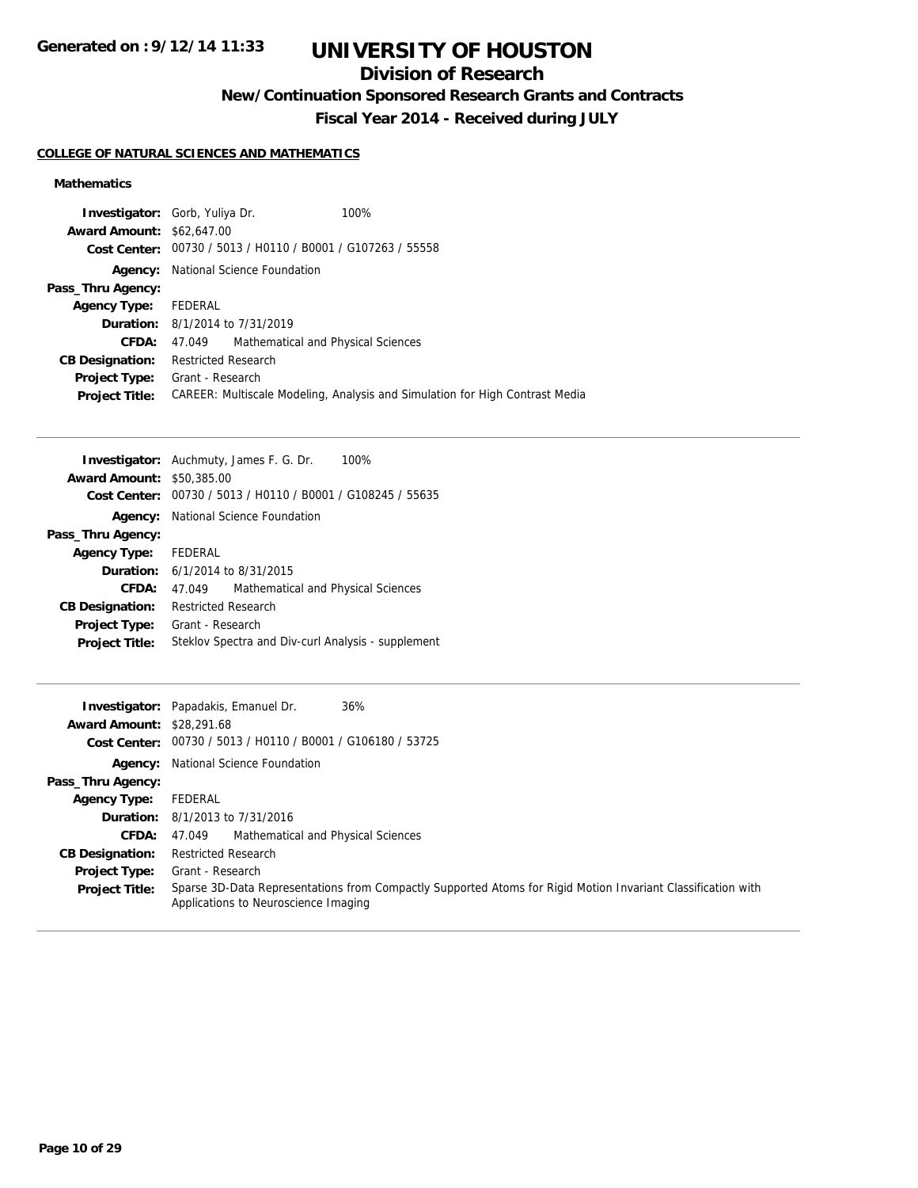# UNIVERSITY OF HOUSTON

## Division of Research

### New/Continuation Sponsored Research Grants and Contracts

### Fiscal Year 2014 - Received during JULY

**COLLEGE OF NATURAL SCIENCES AND MATHEMATICS**

**Mathematics**

**Investigator:** Gorb, Yuliya Dr. 100%
**Award Amount:** $62,647.00
**Cost Center:** 00730 / 5013 / H0110 / B0001 / G107263 / 55558
**Agency:** National Science Foundation
**Pass_Thru Agency:**
**Agency Type:** FEDERAL
**Duration:** 8/1/2014 to 7/31/2019
**CFDA:** 47.049 Mathematical and Physical Sciences
**CB Designation:** Restricted Research
**Project Type:** Grant - Research
**Project Title:** CAREER: Multiscale Modeling, Analysis and Simulation for High Contrast Media

---

**Investigator:** Auchmuty, James F. G. Dr. 100%
**Award Amount:** $50,385.00
**Cost Center:** 00730 / 5013 / H0110 / B0001 / G108245 / 55635
**Agency:** National Science Foundation
**Pass_Thru Agency:**
**Agency Type:** FEDERAL
**Duration:** 6/1/2014 to 8/31/2015
**CFDA:** 47.049 Mathematical and Physical Sciences
**CB Designation:** Restricted Research
**Project Type:** Grant - Research
**Project Title:** Steklov Spectra and Div-curl Analysis - supplement

---

**Investigator:** Papadakis, Emanuel Dr. 36%
**Award Amount:** $28,291.68
**Cost Center:** 00730 / 5013 / H0110 / B0001 / G106180 / 53725
**Agency:** National Science Foundation
**Pass_Thru Agency:**
**Agency Type:** FEDERAL
**Duration:** 8/1/2013 to 7/31/2016
**CFDA:** 47.049 Mathematical and Physical Sciences
**CB Designation:** Restricted Research
**Project Type:** Grant - Research
**Project Title:** Sparse 3D-Data Representations from Compactly Supported Atoms for Rigid Motion Invariant Classification with Applications to Neuroscience Imaging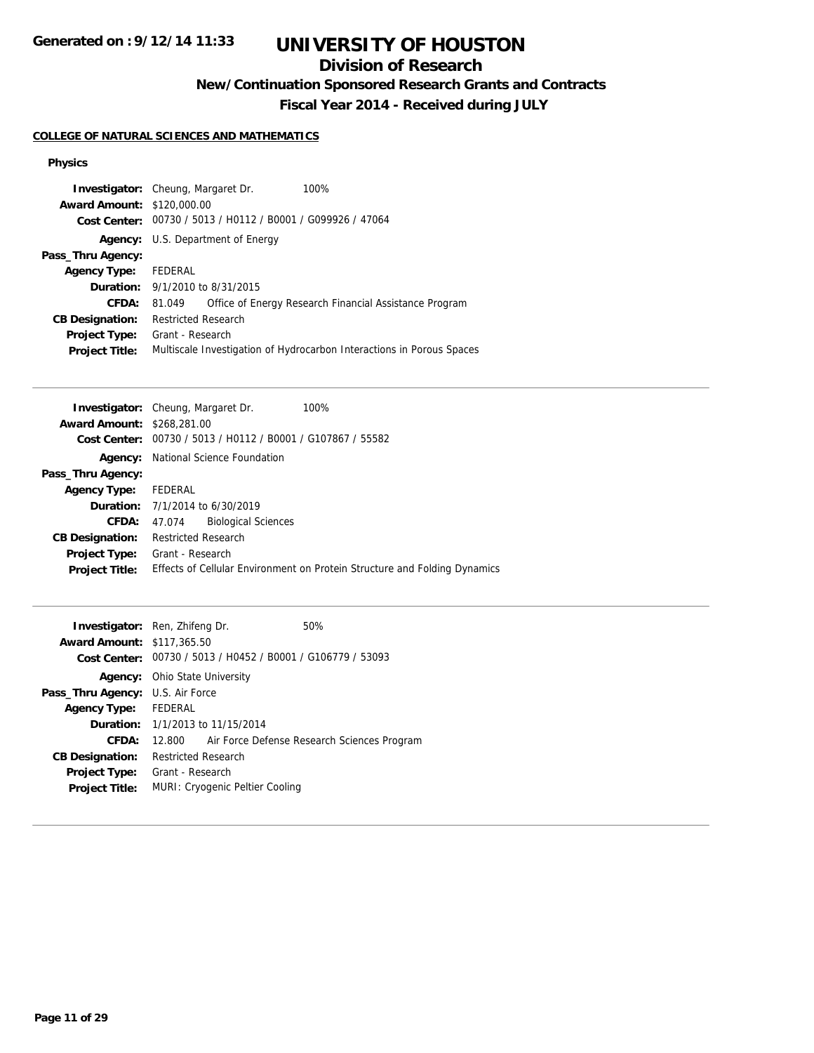# UNIVERSITY OF HOUSTON

## Division of Research

### New/Continuation Sponsored Research Grants and Contracts

### Fiscal Year 2014 - Received during JULY

**COLLEGE OF NATURAL SCIENCES AND MATHEMATICS**

**Physics**

**Investigator:** Cheung, Margaret Dr. 100%
**Award Amount:** $120,000.00
**Cost Center:** 00730 / 5013 / H0112 / B0001 / G099926 / 47064
**Agency:** U.S. Department of Energy
**Pass_Thru Agency:**
**Agency Type:** FEDERAL
**Duration:** 9/1/2010 to 8/31/2015
**CFDA:** 81.049 Office of Energy Research Financial Assistance Program
**CB Designation:** Restricted Research
**Project Type:** Grant - Research
**Project Title:** Multiscale Investigation of Hydrocarbon Interactions in Porous Spaces

---

**Investigator:** Cheung, Margaret Dr. 100%
**Award Amount:** $268,281.00
**Cost Center:** 00730 / 5013 / H0112 / B0001 / G107867 / 55582
**Agency:** National Science Foundation
**Pass_Thru Agency:**
**Agency Type:** FEDERAL
**Duration:** 7/1/2014 to 6/30/2019
**CFDA:** 47.074 Biological Sciences
**CB Designation:** Restricted Research
**Project Type:** Grant - Research
**Project Title:** Effects of Cellular Environment on Protein Structure and Folding Dynamics

---

**Investigator:** Ren, Zhifeng Dr. 50%
**Award Amount:** $117,365.50
**Cost Center:** 00730 / 5013 / H0452 / B0001 / G106779 / 53093
**Agency:** Ohio State University
**Pass_Thru Agency:** U.S. Air Force
**Agency Type:** FEDERAL
**Duration:** 1/1/2013 to 11/15/2014
**CFDA:** 12.800 Air Force Defense Research Sciences Program
**CB Designation:** Restricted Research
**Project Type:** Grant - Research
**Project Title:** MURI: Cryogenic Peltier Cooling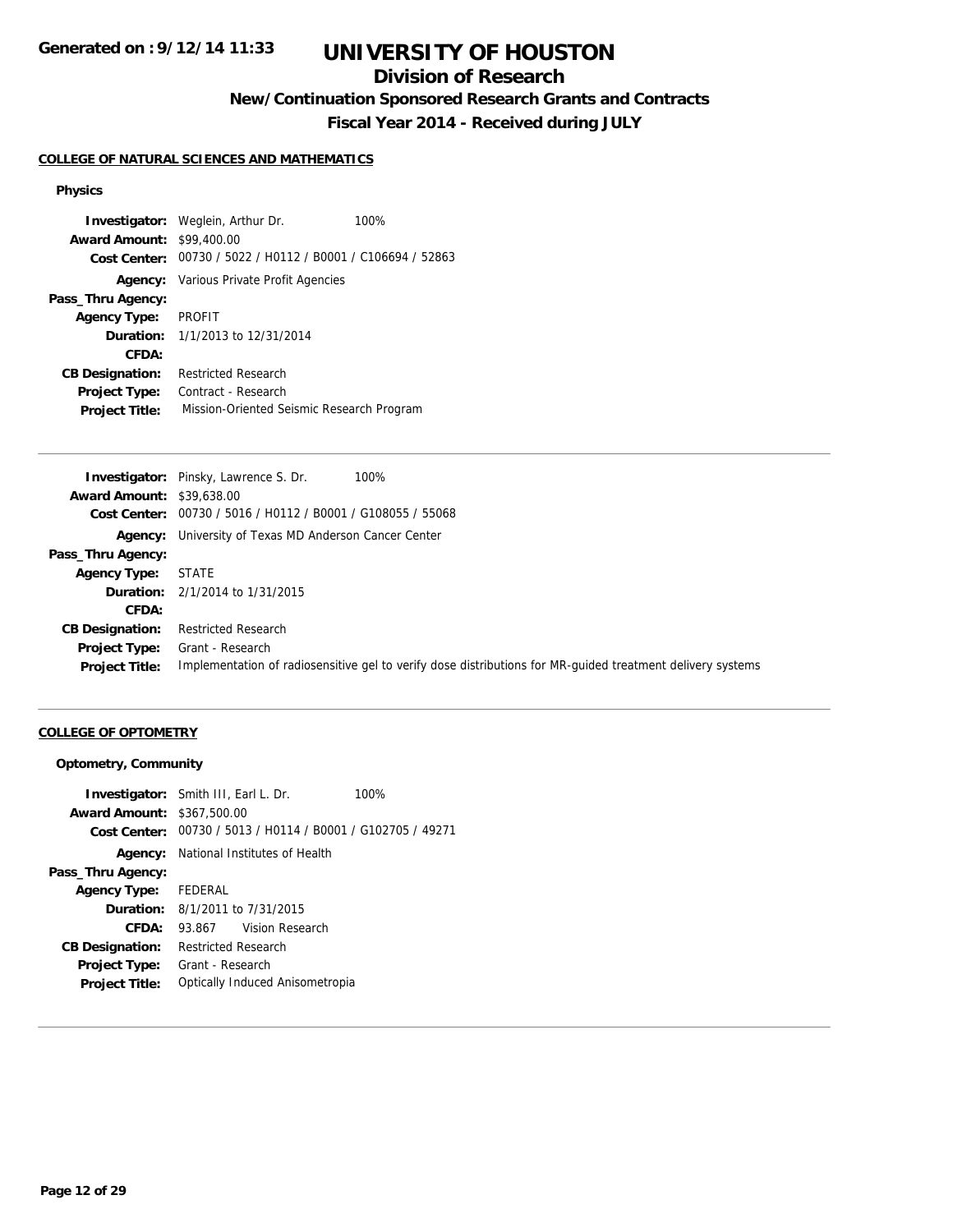# UNIVERSITY OF HOUSTON

## Division of Research

### New/Continuation Sponsored Research Grants and Contracts

### Fiscal Year 2014 - Received during JULY

Generated on : 9/12/14 11:33

**COLLEGE OF NATURAL SCIENCES AND MATHEMATICS**

**Physics**

**Investigator:** Weglein, Arthur Dr. 100%
**Award Amount:** $99,400.00
**Cost Center:** 00730 / 5022 / H0112 / B0001 / C106694 / 52863
**Agency:** Various Private Profit Agencies
**Pass_Thru Agency:**
**Agency Type:** PROFIT
**Duration:** 1/1/2013 to 12/31/2014
**CFDA:**
**CB Designation:** Restricted Research
**Project Type:** Contract - Research
**Project Title:** Mission-Oriented Seismic Research Program

---

**Investigator:** Pinsky, Lawrence S. Dr. 100%
**Award Amount:** $39,638.00
**Cost Center:** 00730 / 5016 / H0112 / B0001 / G108055 / 55068
**Agency:** University of Texas MD Anderson Cancer Center
**Pass_Thru Agency:**
**Agency Type:** STATE
**Duration:** 2/1/2014 to 1/31/2015
**CFDA:**
**CB Designation:** Restricted Research
**Project Type:** Grant - Research
**Project Title:** Implementation of radiosensitive gel to verify dose distributions for MR-guided treatment delivery systems

---

**COLLEGE OF OPTOMETRY**

**Optometry, Community**

**Investigator:** Smith III, Earl L. Dr. 100%
**Award Amount:** $367,500.00
**Cost Center:** 00730 / 5013 / H0114 / B0001 / G102705 / 49271
**Agency:** National Institutes of Health
**Pass_Thru Agency:**
**Agency Type:** FEDERAL
**Duration:** 8/1/2011 to 7/31/2015
**CFDA:** 93.867 Vision Research
**CB Designation:** Restricted Research
**Project Type:** Grant - Research
**Project Title:** Optically Induced Anisometropia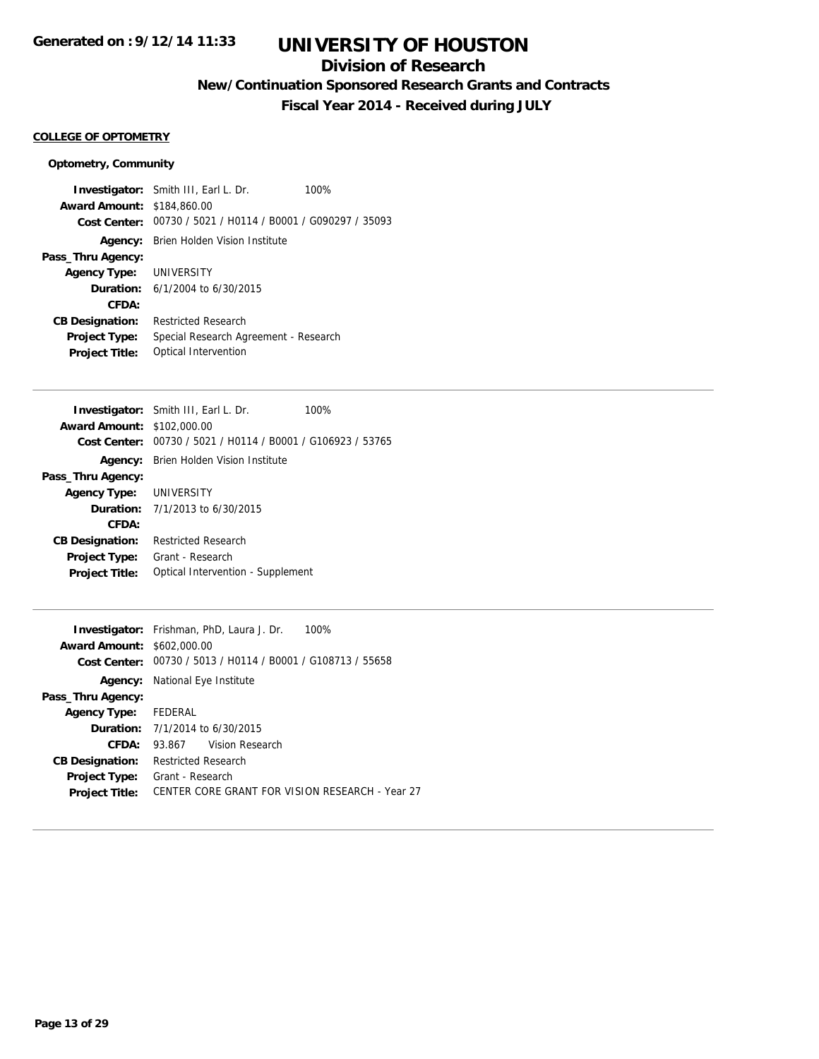**Generated on : 9/12/14 11:33**

# UNIVERSITY OF HOUSTON

## Division of Research

### New/Continuation Sponsored Research Grants and Contracts

### Fiscal Year 2014 - Received during JULY

**COLLEGE OF OPTOMETRY**

**Optometry, Community**

**Investigator:** Smith III, Earl L. Dr. 100%
**Award Amount:** $184,860.00
**Cost Center:** 00730 / 5021 / H0114 / B0001 / G090297 / 35093
**Agency:** Brien Holden Vision Institute
**Pass_Thru Agency:**
**Agency Type:** UNIVERSITY
**Duration:** 6/1/2004 to 6/30/2015
**CFDA:**
**CB Designation:** Restricted Research
**Project Type:** Special Research Agreement - Research
**Project Title:** Optical Intervention

---

**Investigator:** Smith III, Earl L. Dr. 100%
**Award Amount:** $102,000.00
**Cost Center:** 00730 / 5021 / H0114 / B0001 / G106923 / 53765
**Agency:** Brien Holden Vision Institute
**Pass_Thru Agency:**
**Agency Type:** UNIVERSITY
**Duration:** 7/1/2013 to 6/30/2015
**CFDA:**
**CB Designation:** Restricted Research
**Project Type:** Grant - Research
**Project Title:** Optical Intervention - Supplement

---

**Investigator:** Frishman, PhD, Laura J. Dr. 100%
**Award Amount:** $602,000.00
**Cost Center:** 00730 / 5013 / H0114 / B0001 / G108713 / 55658
**Agency:** National Eye Institute
**Pass_Thru Agency:**
**Agency Type:** FEDERAL
**Duration:** 7/1/2014 to 6/30/2015
**CFDA:** 93.867 Vision Research
**CB Designation:** Restricted Research
**Project Type:** Grant - Research
**Project Title:** CENTER CORE GRANT FOR VISION RESEARCH - Year 27

---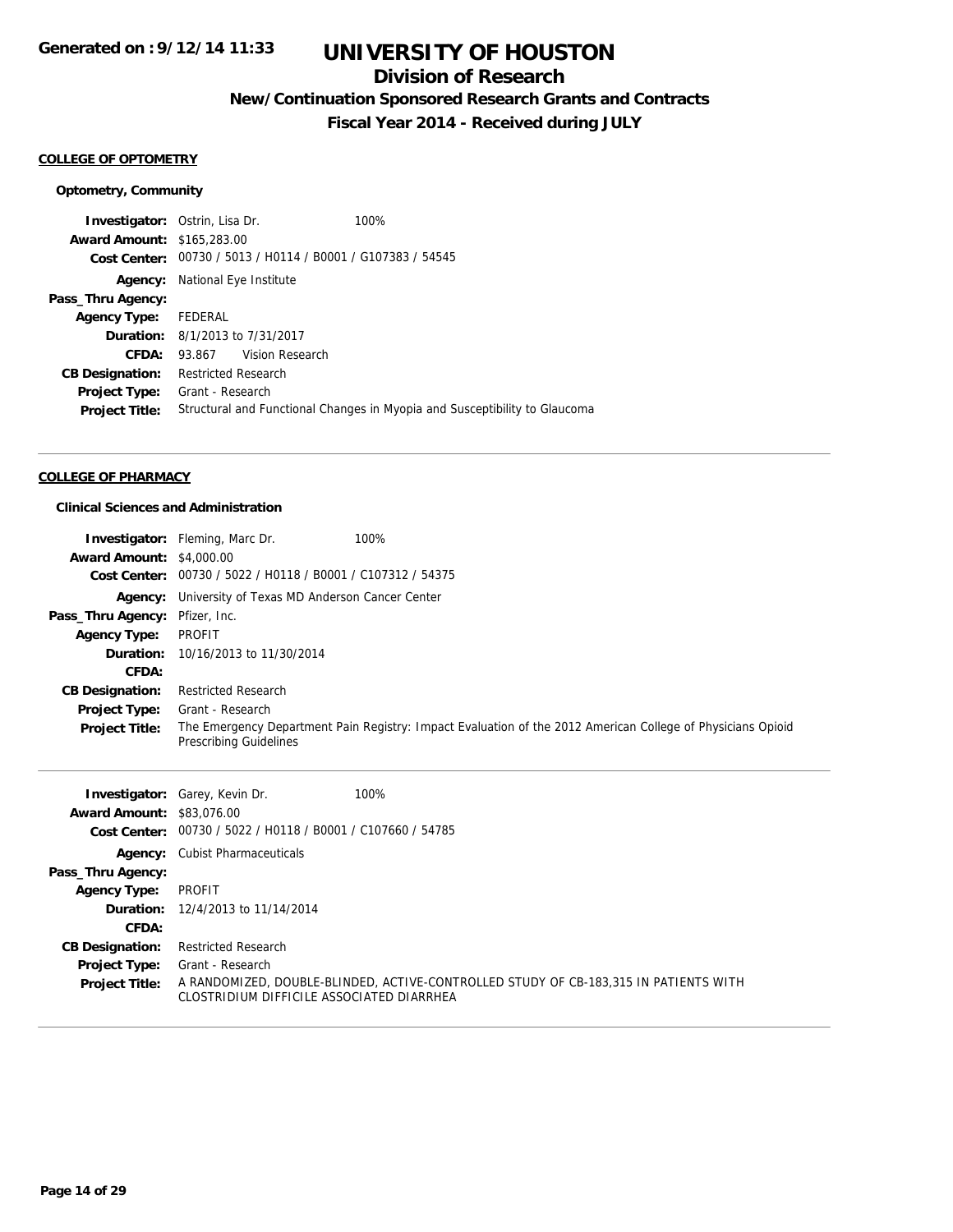# UNIVERSITY OF HOUSTON

## Division of Research

### New/Continuation Sponsored Research Grants and Contracts

### Fiscal Year 2014 - Received during JULY

**Generated on : 9/12/14 11:33**

#### COLLEGE OF OPTOMETRY

**Optometry, Community**

**Investigator:** Ostrin, Lisa Dr. 100%
**Award Amount:** $165,283.00
**Cost Center:** 00730 / 5013 / H0114 / B0001 / G107383 / 54545
**Agency:** National Eye Institute
**Pass_Thru Agency:**
**Agency Type:** FEDERAL
**Duration:** 8/1/2013 to 7/31/2017
**CFDA:** 93.867 Vision Research
**CB Designation:** Restricted Research
**Project Type:** Grant - Research
**Project Title:** Structural and Functional Changes in Myopia and Susceptibility to Glaucoma

---

#### COLLEGE OF PHARMACY

**Clinical Sciences and Administration**

**Investigator:** Fleming, Marc Dr. 100%
**Award Amount:** $4,000.00
**Cost Center:** 00730 / 5022 / H0118 / B0001 / C107312 / 54375
**Agency:** University of Texas MD Anderson Cancer Center
**Pass_Thru Agency:** Pfizer, Inc.
**Agency Type:** PROFIT
**Duration:** 10/16/2013 to 11/30/2014
**CFDA:**
**CB Designation:** Restricted Research
**Project Type:** Grant - Research
**Project Title:** The Emergency Department Pain Registry: Impact Evaluation of the 2012 American College of Physicians Opioid Prescribing Guidelines

---

**Investigator:** Garey, Kevin Dr. 100%
**Award Amount:** $83,076.00
**Cost Center:** 00730 / 5022 / H0118 / B0001 / C107660 / 54785
**Agency:** Cubist Pharmaceuticals
**Pass_Thru Agency:**
**Agency Type:** PROFIT
**Duration:** 12/4/2013 to 11/14/2014
**CFDA:**
**CB Designation:** Restricted Research
**Project Type:** Grant - Research
**Project Title:** A RANDOMIZED, DOUBLE-BLINDED, ACTIVE-CONTROLLED STUDY OF CB-183,315 IN PATIENTS WITH CLOSTRIDIUM DIFFICILE ASSOCIATED DIARRHEA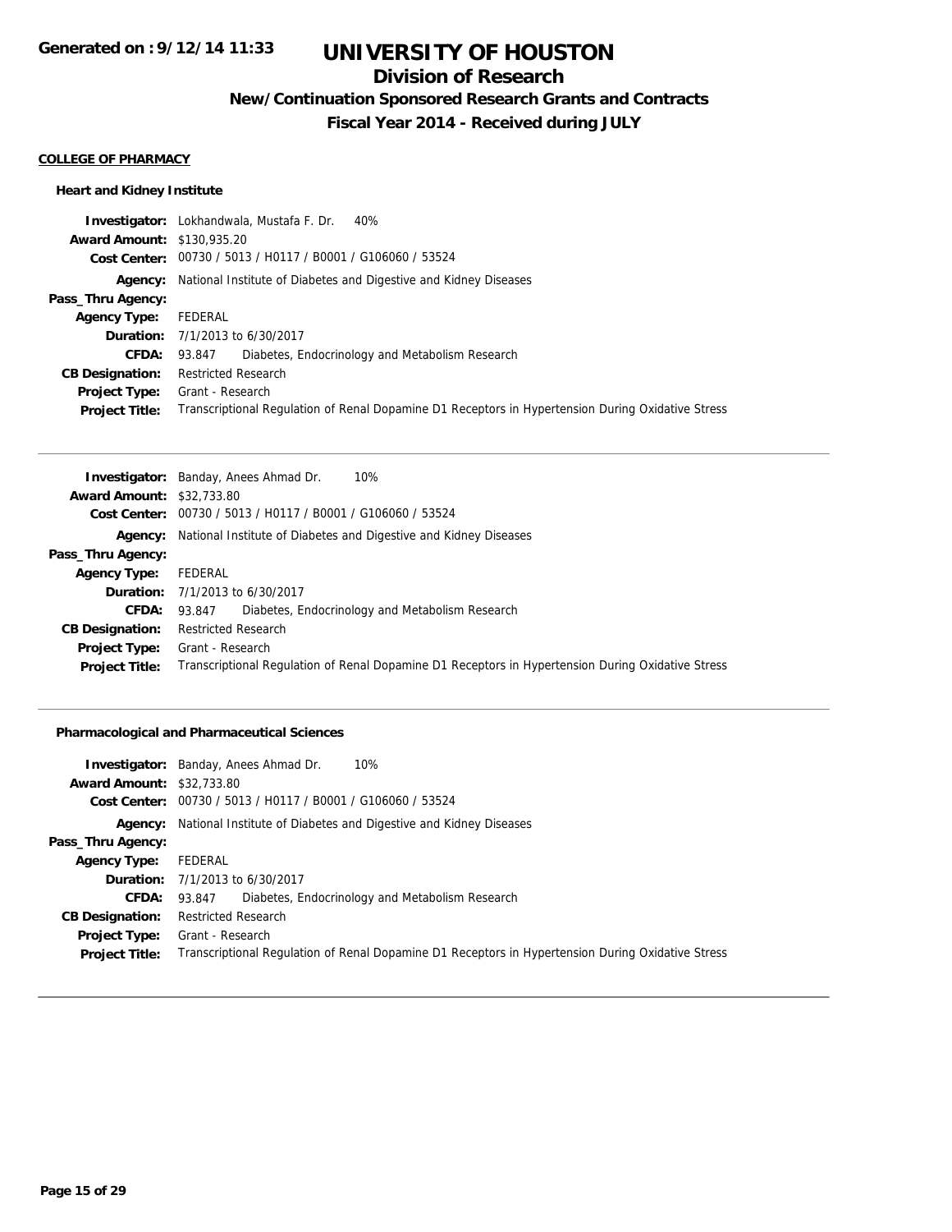**Generated on : 9/12/14 11:33**

# UNIVERSITY OF HOUSTON

## Division of Research

### New/Continuation Sponsored Research Grants and Contracts

### Fiscal Year 2014 - Received during JULY

**COLLEGE OF PHARMACY**

**Heart and Kidney Institute**

**Investigator:** Lokhandwala, Mustafa F. Dr. 40%
**Award Amount:** $130,935.20
**Cost Center:** 00730 / 5013 / H0117 / B0001 / G106060 / 53524
**Agency:** National Institute of Diabetes and Digestive and Kidney Diseases
**Pass_Thru Agency:**
**Agency Type:** FEDERAL
**Duration:** 7/1/2013 to 6/30/2017
**CFDA:** 93.847 Diabetes, Endocrinology and Metabolism Research
**CB Designation:** Restricted Research
**Project Type:** Grant - Research
**Project Title:** Transcriptional Regulation of Renal Dopamine D1 Receptors in Hypertension During Oxidative Stress

---

**Investigator:** Banday, Anees Ahmad Dr. 10%
**Award Amount:** $32,733.80
**Cost Center:** 00730 / 5013 / H0117 / B0001 / G106060 / 53524
**Agency:** National Institute of Diabetes and Digestive and Kidney Diseases
**Pass_Thru Agency:**
**Agency Type:** FEDERAL
**Duration:** 7/1/2013 to 6/30/2017
**CFDA:** 93.847 Diabetes, Endocrinology and Metabolism Research
**CB Designation:** Restricted Research
**Project Type:** Grant - Research
**Project Title:** Transcriptional Regulation of Renal Dopamine D1 Receptors in Hypertension During Oxidative Stress

---

**Pharmacological and Pharmaceutical Sciences**

**Investigator:** Banday, Anees Ahmad Dr. 10%
**Award Amount:** $32,733.80
**Cost Center:** 00730 / 5013 / H0117 / B0001 / G106060 / 53524
**Agency:** National Institute of Diabetes and Digestive and Kidney Diseases
**Pass_Thru Agency:**
**Agency Type:** FEDERAL
**Duration:** 7/1/2013 to 6/30/2017
**CFDA:** 93.847 Diabetes, Endocrinology and Metabolism Research
**CB Designation:** Restricted Research
**Project Type:** Grant - Research
**Project Title:** Transcriptional Regulation of Renal Dopamine D1 Receptors in Hypertension During Oxidative Stress

---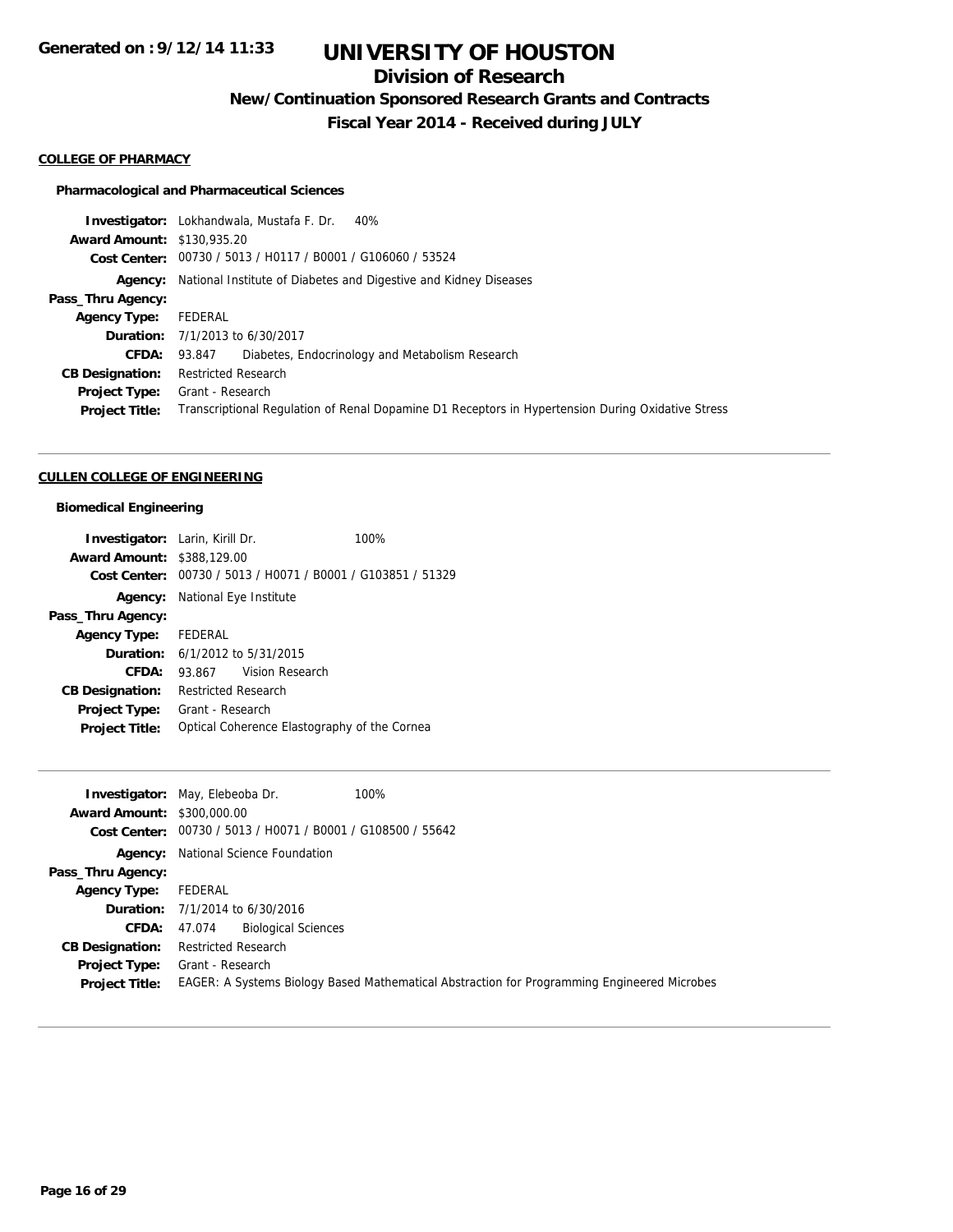# UNIVERSITY OF HOUSTON

## Division of Research

### New/Continuation Sponsored Research Grants and Contracts

### Fiscal Year 2014 - Received during JULY

**Generated on : 9/12/14 11:33**

#### COLLEGE OF PHARMACY

**Pharmacological and Pharmaceutical Sciences**

**Investigator:** Lokhandwala, Mustafa F. Dr. 40%
**Award Amount:** $130,935.20
**Cost Center:** 00730 / 5013 / H0117 / B0001 / G106060 / 53524
**Agency:** National Institute of Diabetes and Digestive and Kidney Diseases
**Pass_Thru Agency:**
**Agency Type:** FEDERAL
**Duration:** 7/1/2013 to 6/30/2017
**CFDA:** 93.847 Diabetes, Endocrinology and Metabolism Research
**CB Designation:** Restricted Research
**Project Type:** Grant - Research
**Project Title:** Transcriptional Regulation of Renal Dopamine D1 Receptors in Hypertension During Oxidative Stress

---

#### CULLEN COLLEGE OF ENGINEERING

**Biomedical Engineering**

**Investigator:** Larin, Kirill Dr. 100%
**Award Amount:** $388,129.00
**Cost Center:** 00730 / 5013 / H0071 / B0001 / G103851 / 51329
**Agency:** National Eye Institute
**Pass_Thru Agency:**
**Agency Type:** FEDERAL
**Duration:** 6/1/2012 to 5/31/2015
**CFDA:** 93.867 Vision Research
**CB Designation:** Restricted Research
**Project Type:** Grant - Research
**Project Title:** Optical Coherence Elastography of the Cornea

---

**Investigator:** May, Elebeoba Dr. 100%
**Award Amount:** $300,000.00
**Cost Center:** 00730 / 5013 / H0071 / B0001 / G108500 / 55642
**Agency:** National Science Foundation
**Pass_Thru Agency:**
**Agency Type:** FEDERAL
**Duration:** 7/1/2014 to 6/30/2016
**CFDA:** 47.074 Biological Sciences
**CB Designation:** Restricted Research
**Project Type:** Grant - Research
**Project Title:** EAGER: A Systems Biology Based Mathematical Abstraction for Programming Engineered Microbes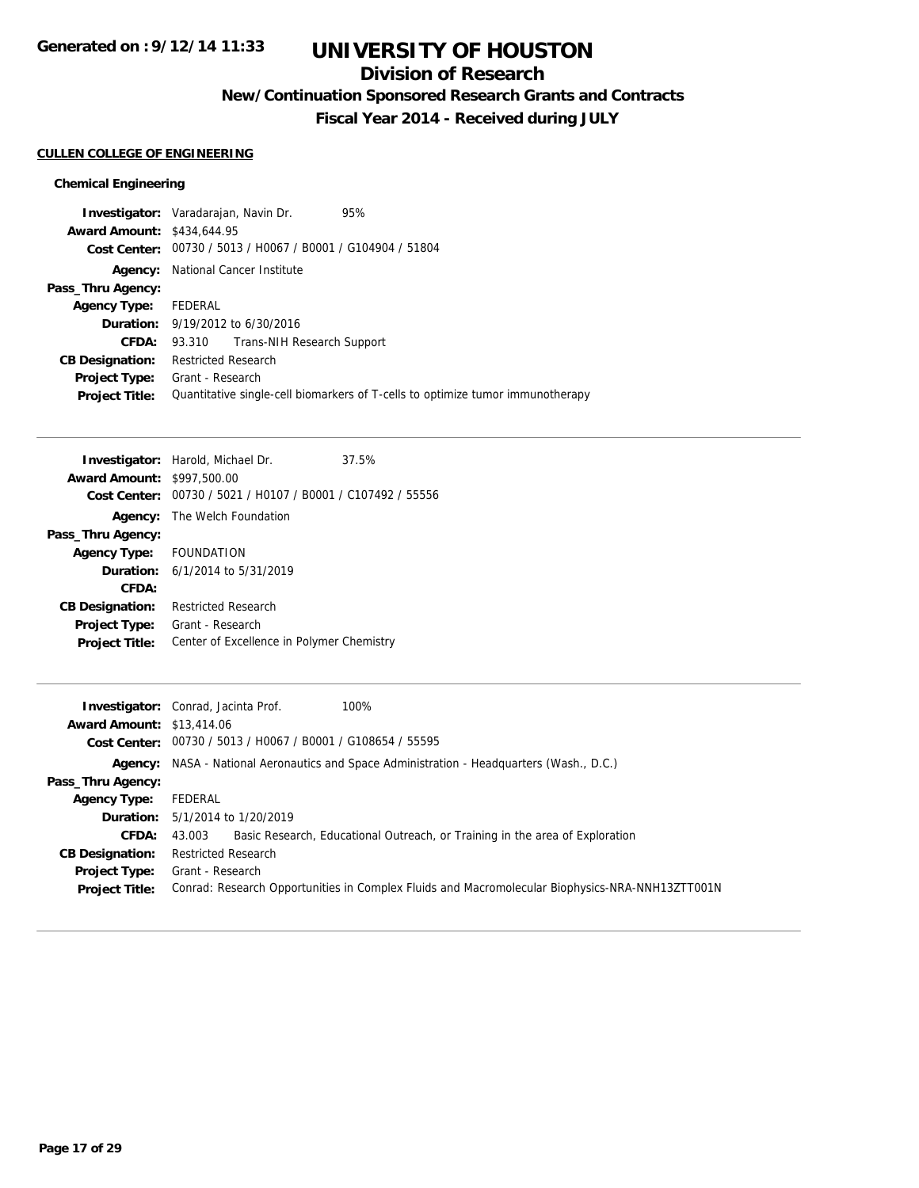**Generated on : 9/12/14 11:33**

# UNIVERSITY OF HOUSTON

## Division of Research

### New/Continuation Sponsored Research Grants and Contracts

### Fiscal Year 2014 - Received during JULY

**CULLEN COLLEGE OF ENGINEERING**

**Chemical Engineering**

**Investigator:** Varadarajan, Navin Dr. 95%
**Award Amount:** $434,644.95
**Cost Center:** 00730 / 5013 / H0067 / B0001 / G104904 / 51804
**Agency:** National Cancer Institute
**Pass_Thru Agency:**
**Agency Type:** FEDERAL
**Duration:** 9/19/2012 to 6/30/2016
**CFDA:** 93.310 Trans-NIH Research Support
**CB Designation:** Restricted Research
**Project Type:** Grant - Research
**Project Title:** Quantitative single-cell biomarkers of T-cells to optimize tumor immunotherapy

---

**Investigator:** Harold, Michael Dr. 37.5%
**Award Amount:** $997,500.00
**Cost Center:** 00730 / 5021 / H0107 / B0001 / C107492 / 55556
**Agency:** The Welch Foundation
**Pass_Thru Agency:**
**Agency Type:** FOUNDATION
**Duration:** 6/1/2014 to 5/31/2019
**CFDA:**
**CB Designation:** Restricted Research
**Project Type:** Grant - Research
**Project Title:** Center of Excellence in Polymer Chemistry

---

**Investigator:** Conrad, Jacinta Prof. 100%
**Award Amount:** $13,414.06
**Cost Center:** 00730 / 5013 / H0067 / B0001 / G108654 / 55595
**Agency:** NASA - National Aeronautics and Space Administration - Headquarters (Wash., D.C.)
**Pass_Thru Agency:**
**Agency Type:** FEDERAL
**Duration:** 5/1/2014 to 1/20/2019
**CFDA:** 43.003 Basic Research, Educational Outreach, or Training in the area of Exploration
**CB Designation:** Restricted Research
**Project Type:** Grant - Research
**Project Title:** Conrad: Research Opportunities in Complex Fluids and Macromolecular Biophysics-NRA-NNH13ZTT001N

---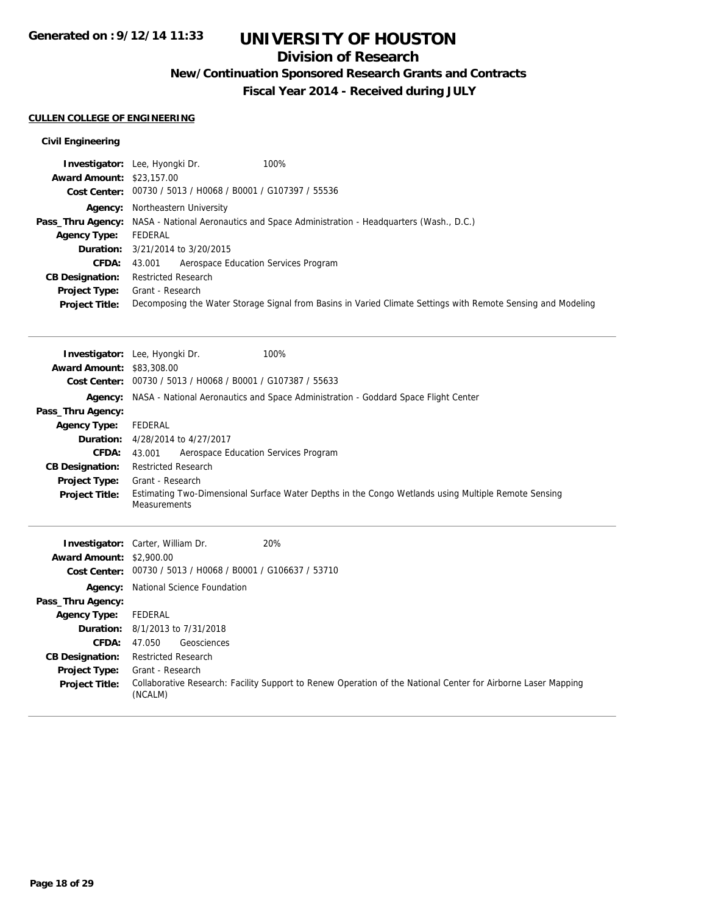# UNIVERSITY OF HOUSTON

## Division of Research

### New/Continuation Sponsored Research Grants and Contracts

### Fiscal Year 2014 - Received during JULY

**CULLEN COLLEGE OF ENGINEERING**

**Civil Engineering**

**Investigator:** Lee, Hyongki Dr. 100%
**Award Amount:** $23,157.00
**Cost Center:** 00730 / 5013 / H0068 / B0001 / G107397 / 55536
**Agency:** Northeastern University
**Pass_Thru Agency:** NASA - National Aeronautics and Space Administration - Headquarters (Wash., D.C.)
**Agency Type:** FEDERAL
**Duration:** 3/21/2014 to 3/20/2015
**CFDA:** 43.001 Aerospace Education Services Program
**CB Designation:** Restricted Research
**Project Type:** Grant - Research
**Project Title:** Decomposing the Water Storage Signal from Basins in Varied Climate Settings with Remote Sensing and Modeling

---

**Investigator:** Lee, Hyongki Dr. 100%
**Award Amount:** $83,308.00
**Cost Center:** 00730 / 5013 / H0068 / B0001 / G107387 / 55633
**Agency:** NASA - National Aeronautics and Space Administration - Goddard Space Flight Center
**Pass_Thru Agency:**
**Agency Type:** FEDERAL
**Duration:** 4/28/2014 to 4/27/2017
**CFDA:** 43.001 Aerospace Education Services Program
**CB Designation:** Restricted Research
**Project Type:** Grant - Research
**Project Title:** Estimating Two-Dimensional Surface Water Depths in the Congo Wetlands using Multiple Remote Sensing Measurements

---

**Investigator:** Carter, William Dr. 20%
**Award Amount:** $2,900.00
**Cost Center:** 00730 / 5013 / H0068 / B0001 / G106637 / 53710
**Agency:** National Science Foundation
**Pass_Thru Agency:**
**Agency Type:** FEDERAL
**Duration:** 8/1/2013 to 7/31/2018
**CFDA:** 47.050 Geosciences
**CB Designation:** Restricted Research
**Project Type:** Grant - Research
**Project Title:** Collaborative Research: Facility Support to Renew Operation of the National Center for Airborne Laser Mapping (NCALM)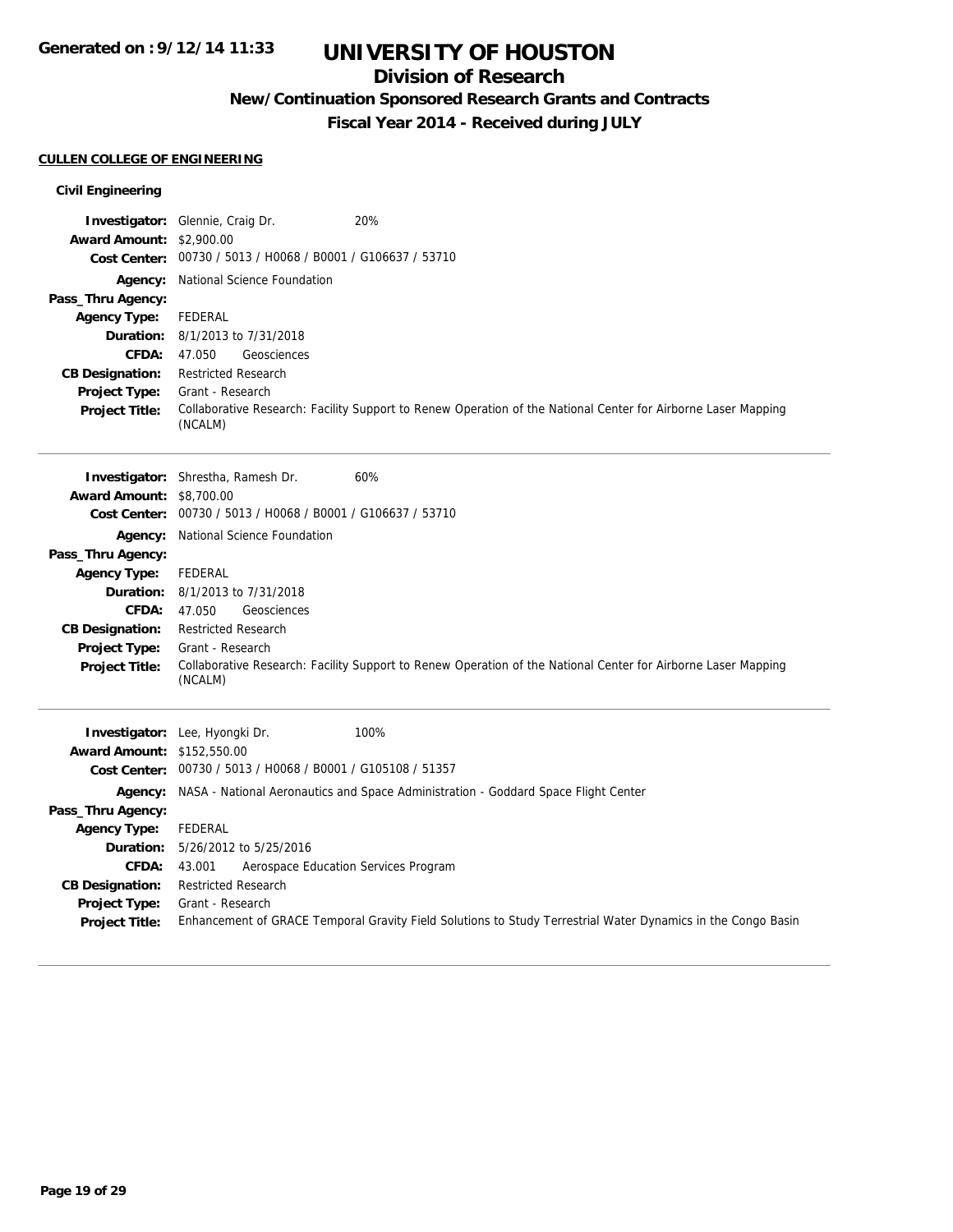# UNIVERSITY OF HOUSTON

## Division of Research

### New/Continuation Sponsored Research Grants and Contracts

### Fiscal Year 2014 - Received during JULY

**CULLEN COLLEGE OF ENGINEERING**

**Civil Engineering**

**Investigator:** Glennie, Craig Dr. 20%
**Award Amount:** $2,900.00
**Cost Center:** 00730 / 5013 / H0068 / B0001 / G106637 / 53710
**Agency:** National Science Foundation
**Pass_Thru Agency:**
**Agency Type:** FEDERAL
**Duration:** 8/1/2013 to 7/31/2018
**CFDA:** 47.050 Geosciences
**CB Designation:** Restricted Research
**Project Type:** Grant - Research
**Project Title:** Collaborative Research: Facility Support to Renew Operation of the National Center for Airborne Laser Mapping (NCALM)

---

**Investigator:** Shrestha, Ramesh Dr. 60%
**Award Amount:** $8,700.00
**Cost Center:** 00730 / 5013 / H0068 / B0001 / G106637 / 53710
**Agency:** National Science Foundation
**Pass_Thru Agency:**
**Agency Type:** FEDERAL
**Duration:** 8/1/2013 to 7/31/2018
**CFDA:** 47.050 Geosciences
**CB Designation:** Restricted Research
**Project Type:** Grant - Research
**Project Title:** Collaborative Research: Facility Support to Renew Operation of the National Center for Airborne Laser Mapping (NCALM)

---

**Investigator:** Lee, Hyongki Dr. 100%
**Award Amount:** $152,550.00
**Cost Center:** 00730 / 5013 / H0068 / B0001 / G105108 / 51357
**Agency:** NASA - National Aeronautics and Space Administration - Goddard Space Flight Center
**Pass_Thru Agency:**
**Agency Type:** FEDERAL
**Duration:** 5/26/2012 to 5/25/2016
**CFDA:** 43.001 Aerospace Education Services Program
**CB Designation:** Restricted Research
**Project Type:** Grant - Research
**Project Title:** Enhancement of GRACE Temporal Gravity Field Solutions to Study Terrestrial Water Dynamics in the Congo Basin

---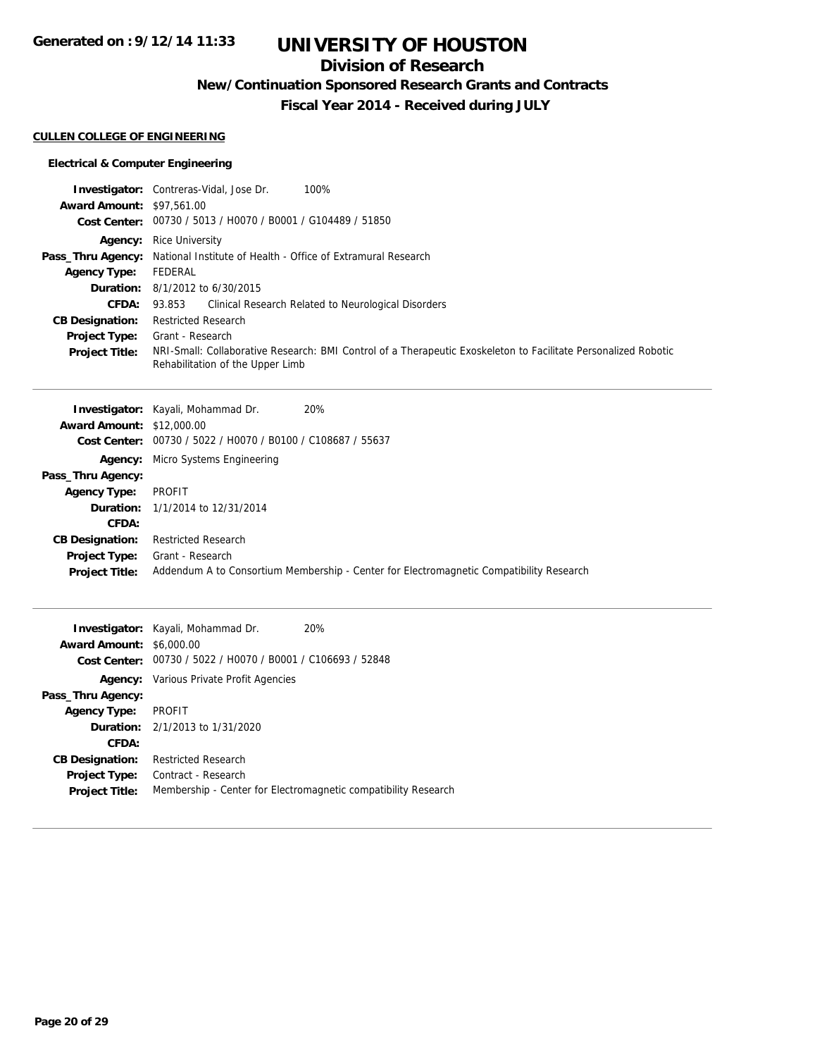# UNIVERSITY OF HOUSTON

## Division of Research

### New/Continuation Sponsored Research Grants and Contracts

### Fiscal Year 2014 - Received during JULY

#### CULLEN COLLEGE OF ENGINEERING

##### Electrical & Computer Engineering

**Investigator:** Contreras-Vidal, Jose Dr. 100%
**Award Amount:** $97,561.00
**Cost Center:** 00730 / 5013 / H0070 / B0001 / G104489 / 51850
**Agency:** Rice University
**Pass_Thru Agency:** National Institute of Health - Office of Extramural Research
**Agency Type:** FEDERAL
**Duration:** 8/1/2012 to 6/30/2015
**CFDA:** 93.853 Clinical Research Related to Neurological Disorders
**CB Designation:** Restricted Research
**Project Type:** Grant - Research
**Project Title:** NRI-Small: Collaborative Research: BMI Control of a Therapeutic Exoskeleton to Facilitate Personalized Robotic Rehabilitation of the Upper Limb

---

**Investigator:** Kayali, Mohammad Dr. 20%
**Award Amount:** $12,000.00
**Cost Center:** 00730 / 5022 / H0070 / B0100 / C108687 / 55637
**Agency:** Micro Systems Engineering
**Pass_Thru Agency:**
**Agency Type:** PROFIT
**Duration:** 1/1/2014 to 12/31/2014
**CFDA:**
**CB Designation:** Restricted Research
**Project Type:** Grant - Research
**Project Title:** Addendum A to Consortium Membership - Center for Electromagnetic Compatibility Research

---

**Investigator:** Kayali, Mohammad Dr. 20%
**Award Amount:** $6,000.00
**Cost Center:** 00730 / 5022 / H0070 / B0001 / C106693 / 52848
**Agency:** Various Private Profit Agencies
**Pass_Thru Agency:**
**Agency Type:** PROFIT
**Duration:** 2/1/2013 to 1/31/2020
**CFDA:**
**CB Designation:** Restricted Research
**Project Type:** Contract - Research
**Project Title:** Membership - Center for Electromagnetic compatibility Research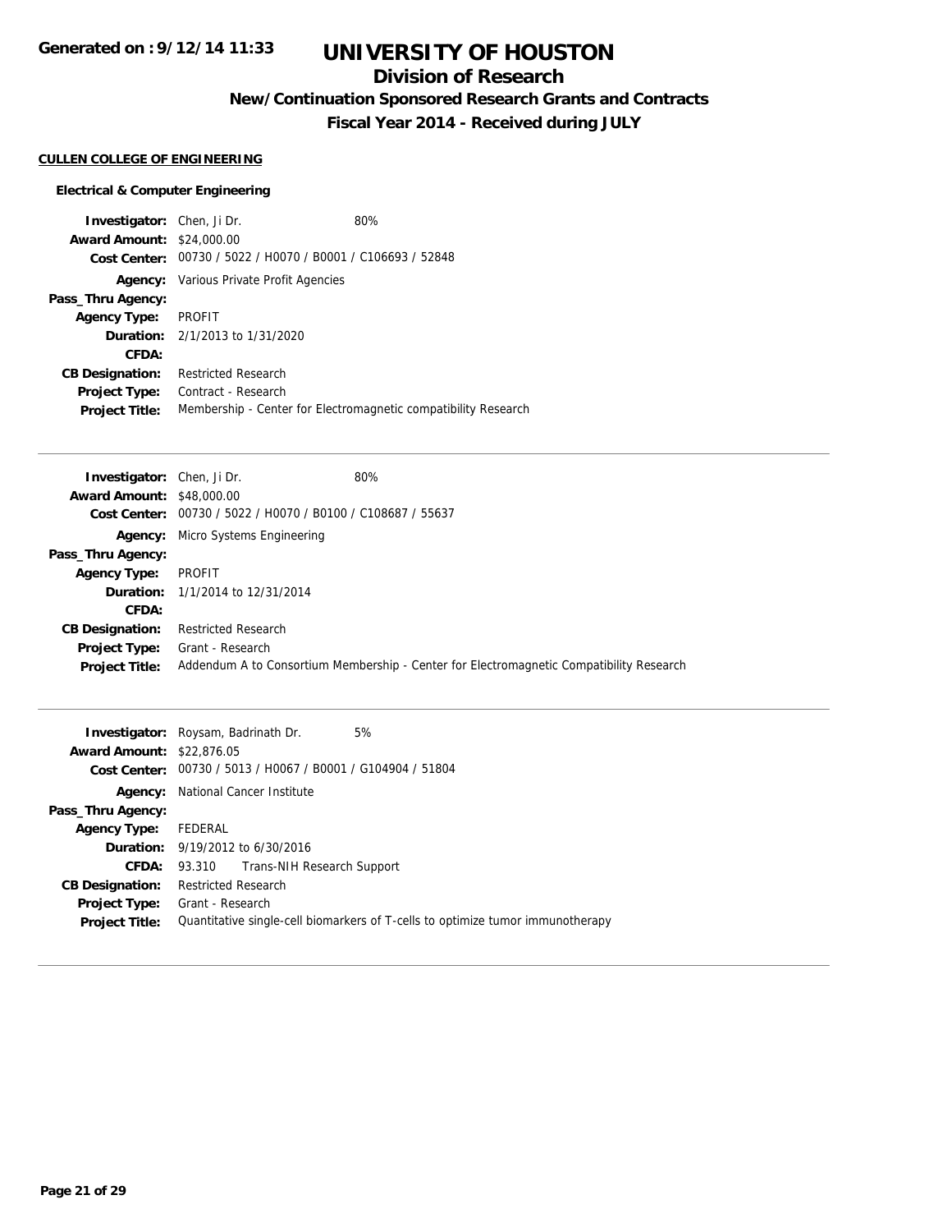# UNIVERSITY OF HOUSTON

## Division of Research

### New/Continuation Sponsored Research Grants and Contracts

### Fiscal Year 2014 - Received during JULY

**CULLEN COLLEGE OF ENGINEERING**

**Electrical & Computer Engineering**

**Investigator:** Chen, Ji Dr. 80%
**Award Amount:** $24,000.00
**Cost Center:** 00730 / 5022 / H0070 / B0001 / C106693 / 52848
**Agency:** Various Private Profit Agencies
**Pass_Thru Agency:**
**Agency Type:** PROFIT
**Duration:** 2/1/2013 to 1/31/2020
**CFDA:**
**CB Designation:** Restricted Research
**Project Type:** Contract - Research
**Project Title:** Membership - Center for Electromagnetic compatibility Research

---

**Investigator:** Chen, Ji Dr. 80%
**Award Amount:** $48,000.00
**Cost Center:** 00730 / 5022 / H0070 / B0100 / C108687 / 55637
**Agency:** Micro Systems Engineering
**Pass_Thru Agency:**
**Agency Type:** PROFIT
**Duration:** 1/1/2014 to 12/31/2014
**CFDA:**
**CB Designation:** Restricted Research
**Project Type:** Grant - Research
**Project Title:** Addendum A to Consortium Membership - Center for Electromagnetic Compatibility Research

---

**Investigator:** Roysam, Badrinath Dr. 5%
**Award Amount:** $22,876.05
**Cost Center:** 00730 / 5013 / H0067 / B0001 / G104904 / 51804
**Agency:** National Cancer Institute
**Pass_Thru Agency:**
**Agency Type:** FEDERAL
**Duration:** 9/19/2012 to 6/30/2016
**CFDA:** 93.310 Trans-NIH Research Support
**CB Designation:** Restricted Research
**Project Type:** Grant - Research
**Project Title:** Quantitative single-cell biomarkers of T-cells to optimize tumor immunotherapy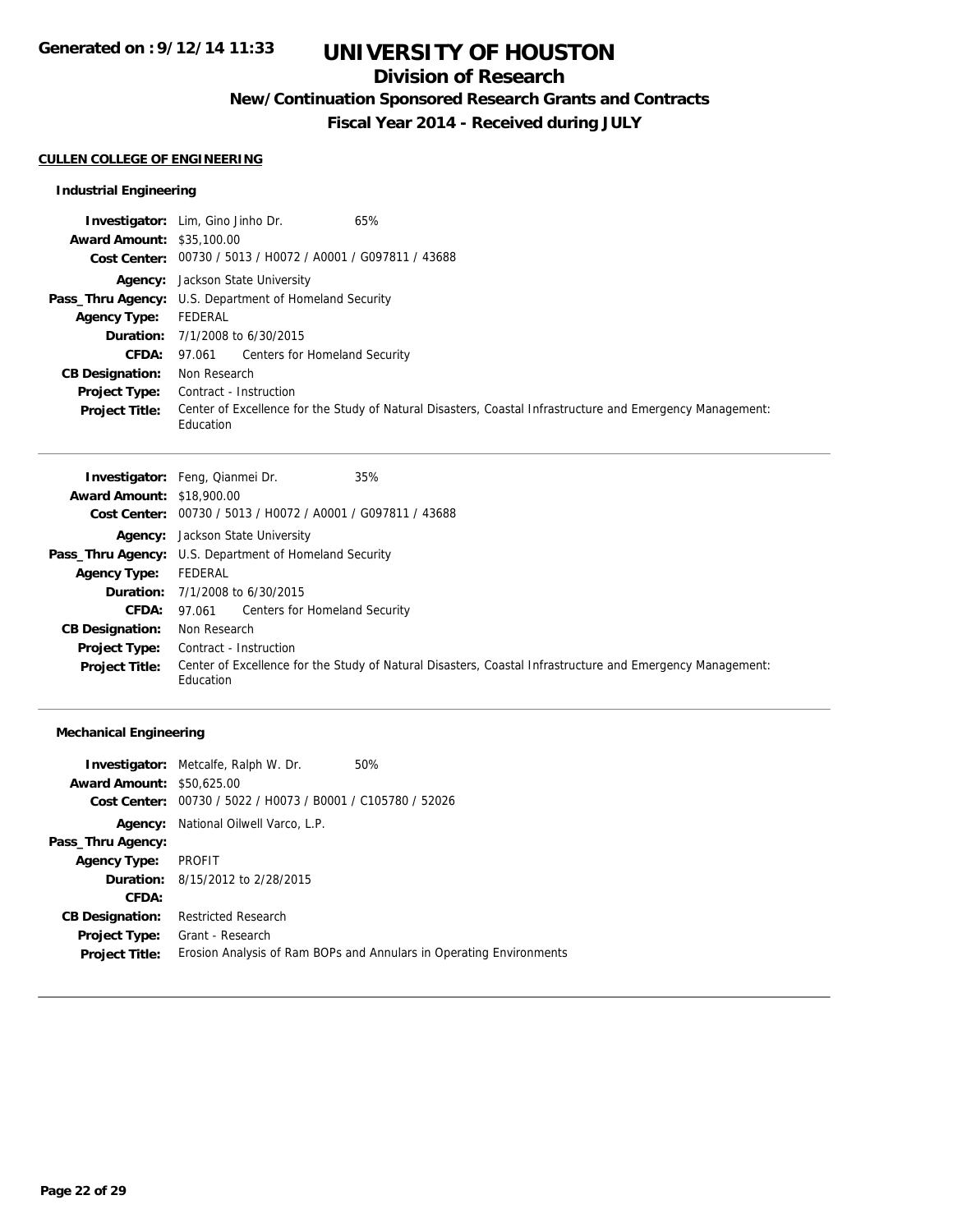# UNIVERSITY OF HOUSTON

## Division of Research

### New/Continuation Sponsored Research Grants and Contracts

### Fiscal Year 2014 - Received during JULY

Generated on : 9/12/14 11:33

**CULLEN COLLEGE OF ENGINEERING**

**Industrial Engineering**

**Investigator:** Lim, Gino Jinho Dr. 65%
**Award Amount:** $35,100.00
**Cost Center:** 00730 / 5013 / H0072 / A0001 / G097811 / 43688
**Agency:** Jackson State University
**Pass_Thru Agency:** U.S. Department of Homeland Security
**Agency Type:** FEDERAL
**Duration:** 7/1/2008 to 6/30/2015
**CFDA:** 97.061 Centers for Homeland Security
**CB Designation:** Non Research
**Project Type:** Contract - Instruction
**Project Title:** Center of Excellence for the Study of Natural Disasters, Coastal Infrastructure and Emergency Management: Education

---

**Investigator:** Feng, Qianmei Dr. 35%
**Award Amount:** $18,900.00
**Cost Center:** 00730 / 5013 / H0072 / A0001 / G097811 / 43688
**Agency:** Jackson State University
**Pass_Thru Agency:** U.S. Department of Homeland Security
**Agency Type:** FEDERAL
**Duration:** 7/1/2008 to 6/30/2015
**CFDA:** 97.061 Centers for Homeland Security
**CB Designation:** Non Research
**Project Type:** Contract - Instruction
**Project Title:** Center of Excellence for the Study of Natural Disasters, Coastal Infrastructure and Emergency Management: Education

---

**Mechanical Engineering**

**Investigator:** Metcalfe, Ralph W. Dr. 50%
**Award Amount:** $50,625.00
**Cost Center:** 00730 / 5022 / H0073 / B0001 / C105780 / 52026
**Agency:** National Oilwell Varco, L.P.
**Pass_Thru Agency:**
**Agency Type:** PROFIT
**Duration:** 8/15/2012 to 2/28/2015
**CFDA:**
**CB Designation:** Restricted Research
**Project Type:** Grant - Research
**Project Title:** Erosion Analysis of Ram BOPs and Annulars in Operating Environments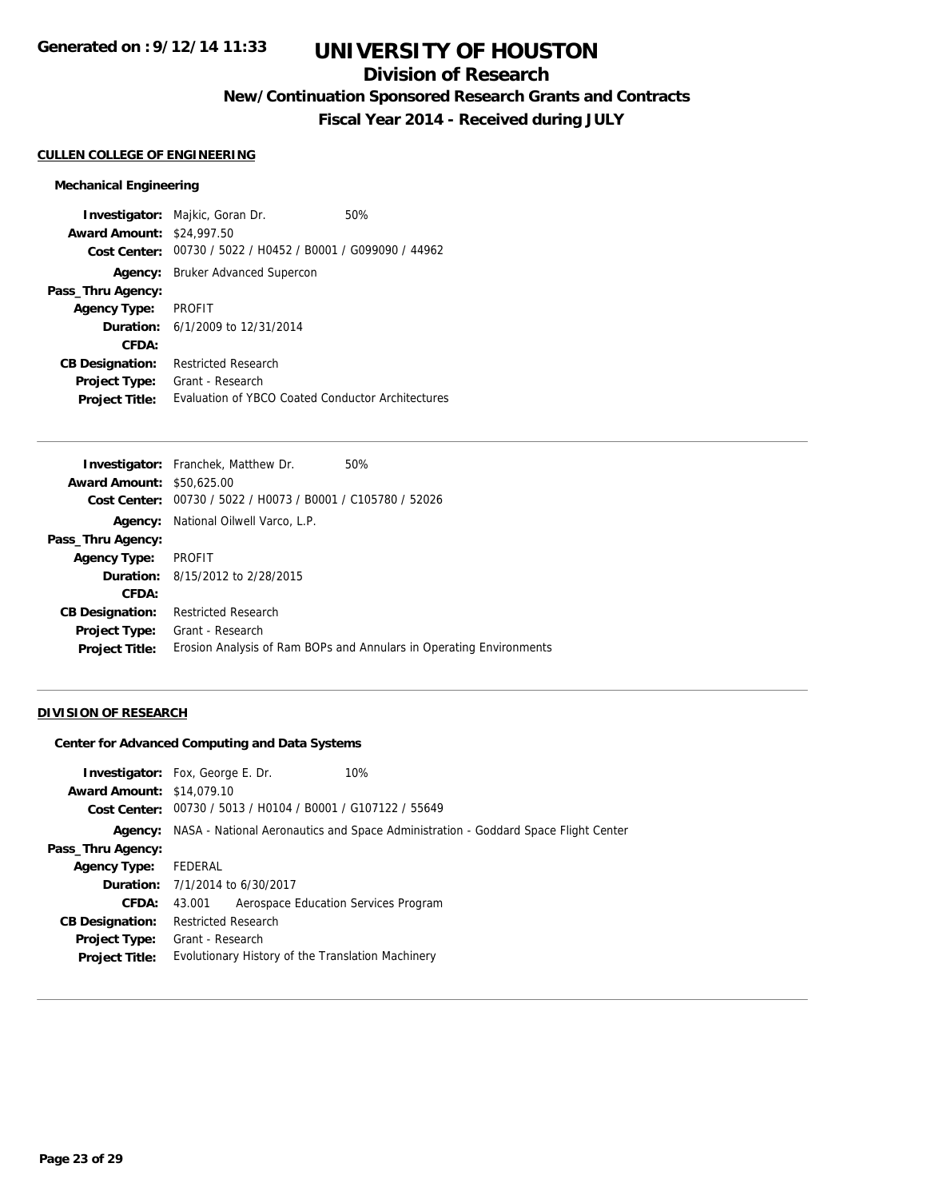# UNIVERSITY OF HOUSTON

## Division of Research

### New/Continuation Sponsored Research Grants and Contracts

### Fiscal Year 2014 - Received during JULY

**Generated on : 9/12/14 11:33**

#### CULLEN COLLEGE OF ENGINEERING

##### Mechanical Engineering

**Investigator:** Majkic, Goran Dr. 50%
**Award Amount:** $24,997.50
**Cost Center:** 00730 / 5022 / H0452 / B0001 / G099090 / 44962
**Agency:** Bruker Advanced Supercon
**Pass_Thru Agency:**
**Agency Type:** PROFIT
**Duration:** 6/1/2009 to 12/31/2014
**CFDA:**
**CB Designation:** Restricted Research
**Project Type:** Grant - Research
**Project Title:** Evaluation of YBCO Coated Conductor Architectures

---

**Investigator:** Franchek, Matthew Dr. 50%
**Award Amount:** $50,625.00
**Cost Center:** 00730 / 5022 / H0073 / B0001 / C105780 / 52026
**Agency:** National Oilwell Varco, L.P.
**Pass_Thru Agency:**
**Agency Type:** PROFIT
**Duration:** 8/15/2012 to 2/28/2015
**CFDA:**
**CB Designation:** Restricted Research
**Project Type:** Grant - Research
**Project Title:** Erosion Analysis of Ram BOPs and Annulars in Operating Environments

---

#### DIVISION OF RESEARCH

##### Center for Advanced Computing and Data Systems

**Investigator:** Fox, George E. Dr. 10%
**Award Amount:** $14,079.10
**Cost Center:** 00730 / 5013 / H0104 / B0001 / G107122 / 55649
**Agency:** NASA - National Aeronautics and Space Administration - Goddard Space Flight Center
**Pass_Thru Agency:**
**Agency Type:** FEDERAL
**Duration:** 7/1/2014 to 6/30/2017
**CFDA:** 43.001 Aerospace Education Services Program
**CB Designation:** Restricted Research
**Project Type:** Grant - Research
**Project Title:** Evolutionary History of the Translation Machinery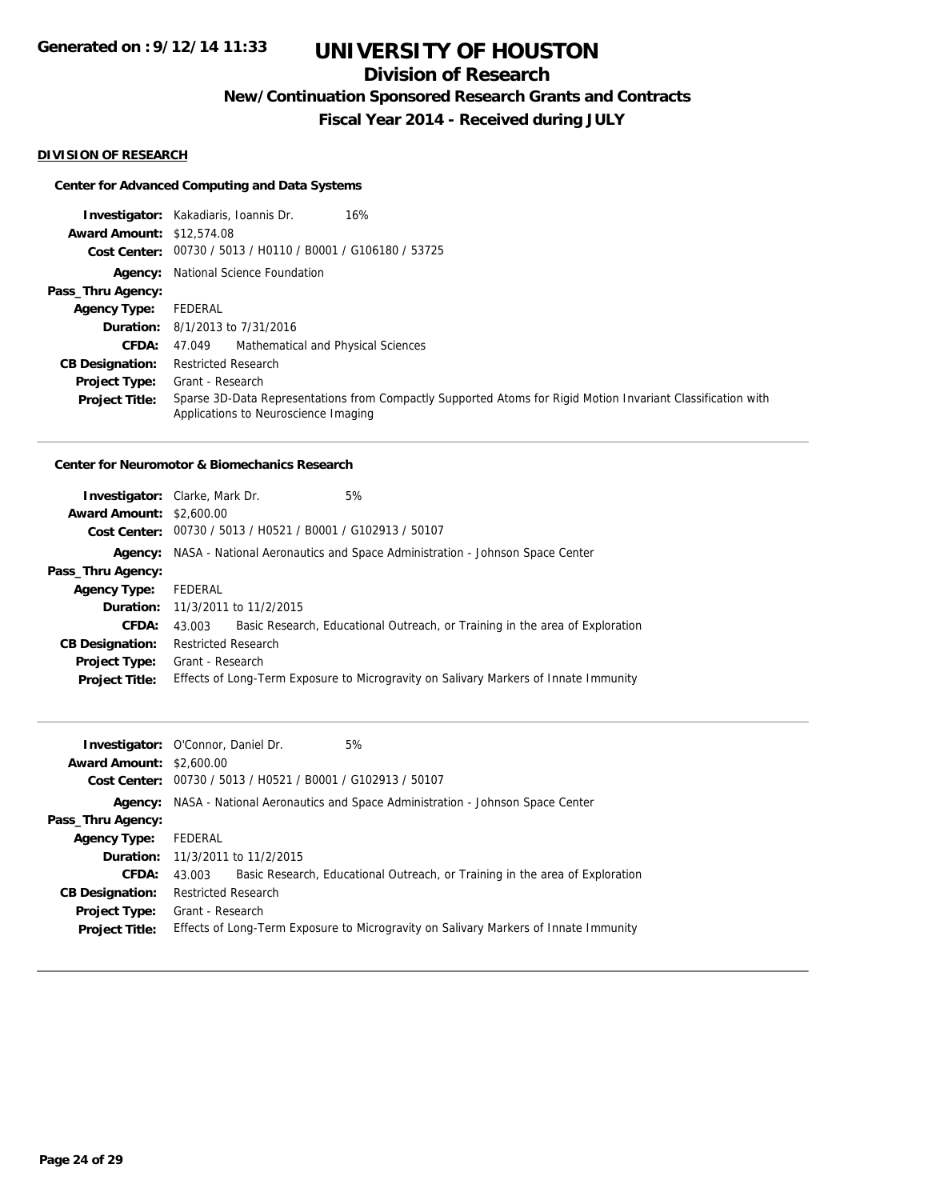**Generated on : 9/12/14 11:33**

# UNIVERSITY OF HOUSTON

## Division of Research

### New/Continuation Sponsored Research Grants and Contracts

### Fiscal Year 2014 - Received during JULY

**DIVISION OF RESEARCH**

**Center for Advanced Computing and Data Systems**

**Investigator:** Kakadiaris, Ioannis Dr. 16%
**Award Amount:** $12,574.08
**Cost Center:** 00730 / 5013 / H0110 / B0001 / G106180 / 53725
**Agency:** National Science Foundation
**Pass_Thru Agency:**
**Agency Type:** FEDERAL
**Duration:** 8/1/2013 to 7/31/2016
**CFDA:** 47.049 Mathematical and Physical Sciences
**CB Designation:** Restricted Research
**Project Type:** Grant - Research
**Project Title:** Sparse 3D-Data Representations from Compactly Supported Atoms for Rigid Motion Invariant Classification with Applications to Neuroscience Imaging

---

**Center for Neuromotor & Biomechanics Research**

**Investigator:** Clarke, Mark Dr. 5%
**Award Amount:** $2,600.00
**Cost Center:** 00730 / 5013 / H0521 / B0001 / G102913 / 50107
**Agency:** NASA - National Aeronautics and Space Administration - Johnson Space Center
**Pass_Thru Agency:**
**Agency Type:** FEDERAL
**Duration:** 11/3/2011 to 11/2/2015
**CFDA:** 43.003 Basic Research, Educational Outreach, or Training in the area of Exploration
**CB Designation:** Restricted Research
**Project Type:** Grant - Research
**Project Title:** Effects of Long-Term Exposure to Microgravity on Salivary Markers of Innate Immunity

---

**Investigator:** O'Connor, Daniel Dr. 5%
**Award Amount:** $2,600.00
**Cost Center:** 00730 / 5013 / H0521 / B0001 / G102913 / 50107
**Agency:** NASA - National Aeronautics and Space Administration - Johnson Space Center
**Pass_Thru Agency:**
**Agency Type:** FEDERAL
**Duration:** 11/3/2011 to 11/2/2015
**CFDA:** 43.003 Basic Research, Educational Outreach, or Training in the area of Exploration
**CB Designation:** Restricted Research
**Project Type:** Grant - Research
**Project Title:** Effects of Long-Term Exposure to Microgravity on Salivary Markers of Innate Immunity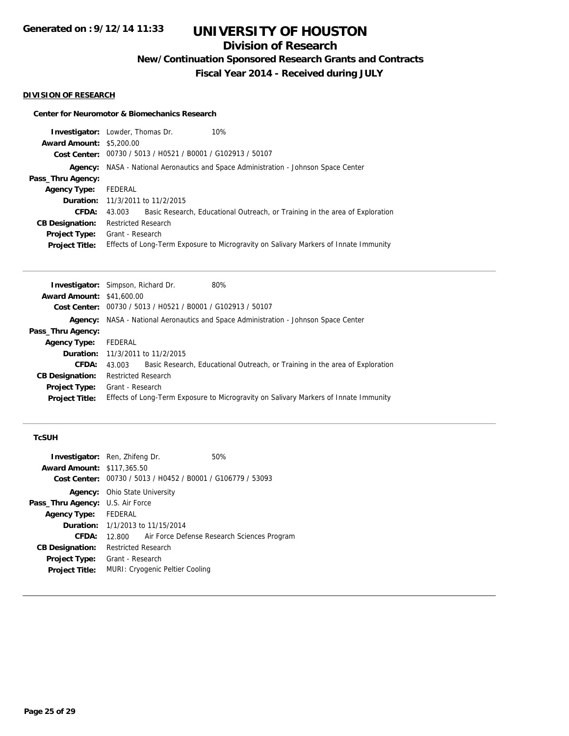**Generated on : 9/12/14 11:33**

# UNIVERSITY OF HOUSTON

## Division of Research

### New/Continuation Sponsored Research Grants and Contracts

### Fiscal Year 2014 - Received during JULY

**DIVISION OF RESEARCH**

**Center for Neuromotor & Biomechanics Research**

**Investigator:** Lowder, Thomas Dr. 10%
**Award Amount:** $5,200.00
**Cost Center:** 00730 / 5013 / H0521 / B0001 / G102913 / 50107
**Agency:** NASA - National Aeronautics and Space Administration - Johnson Space Center
**Pass_Thru Agency:**
**Agency Type:** FEDERAL
**Duration:** 11/3/2011 to 11/2/2015
**CFDA:** 43.003 Basic Research, Educational Outreach, or Training in the area of Exploration
**CB Designation:** Restricted Research
**Project Type:** Grant - Research
**Project Title:** Effects of Long-Term Exposure to Microgravity on Salivary Markers of Innate Immunity

---

**Investigator:** Simpson, Richard Dr. 80%
**Award Amount:** $41,600.00
**Cost Center:** 00730 / 5013 / H0521 / B0001 / G102913 / 50107
**Agency:** NASA - National Aeronautics and Space Administration - Johnson Space Center
**Pass_Thru Agency:**
**Agency Type:** FEDERAL
**Duration:** 11/3/2011 to 11/2/2015
**CFDA:** 43.003 Basic Research, Educational Outreach, or Training in the area of Exploration
**CB Designation:** Restricted Research
**Project Type:** Grant - Research
**Project Title:** Effects of Long-Term Exposure to Microgravity on Salivary Markers of Innate Immunity

---

**TcSUH**

**Investigator:** Ren, Zhifeng Dr. 50%
**Award Amount:** $117,365.50
**Cost Center:** 00730 / 5013 / H0452 / B0001 / G106779 / 53093
**Agency:** Ohio State University
**Pass_Thru Agency:** U.S. Air Force
**Agency Type:** FEDERAL
**Duration:** 1/1/2013 to 11/15/2014
**CFDA:** 12.800 Air Force Defense Research Sciences Program
**CB Designation:** Restricted Research
**Project Type:** Grant - Research
**Project Title:** MURI: Cryogenic Peltier Cooling

---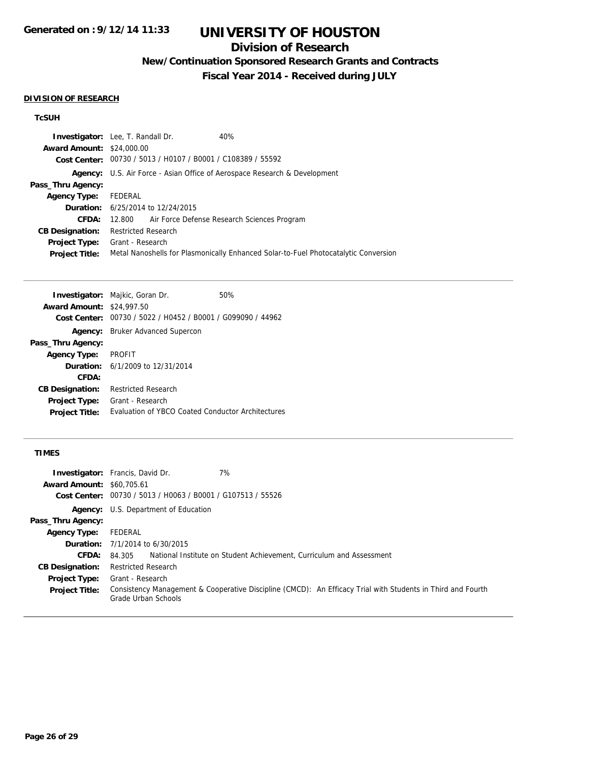**Generated on : 9/12/14 11:33**

# UNIVERSITY OF HOUSTON

## Division of Research

### New/Continuation Sponsored Research Grants and Contracts

### Fiscal Year 2014 - Received during JULY

**DIVISION OF RESEARCH**

**TcSUH**

**Investigator:** Lee, T. Randall Dr. 40%
**Award Amount:** $24,000.00
**Cost Center:** 00730 / 5013 / H0107 / B0001 / C108389 / 55592
**Agency:** U.S. Air Force - Asian Office of Aerospace Research & Development
**Pass_Thru Agency:**
**Agency Type:** FEDERAL
**Duration:** 6/25/2014 to 12/24/2015
**CFDA:** 12.800 Air Force Defense Research Sciences Program
**CB Designation:** Restricted Research
**Project Type:** Grant - Research
**Project Title:** Metal Nanoshells for Plasmonically Enhanced Solar-to-Fuel Photocatalytic Conversion

---

**Investigator:** Majkic, Goran Dr. 50%
**Award Amount:** $24,997.50
**Cost Center:** 00730 / 5022 / H0452 / B0001 / G099090 / 44962
**Agency:** Bruker Advanced Supercon
**Pass_Thru Agency:**
**Agency Type:** PROFIT
**Duration:** 6/1/2009 to 12/31/2014
**CFDA:**
**CB Designation:** Restricted Research
**Project Type:** Grant - Research
**Project Title:** Evaluation of YBCO Coated Conductor Architectures

---

**TIMES**

**Investigator:** Francis, David Dr. 7%
**Award Amount:** $60,705.61
**Cost Center:** 00730 / 5013 / H0063 / B0001 / G107513 / 55526
**Agency:** U.S. Department of Education
**Pass_Thru Agency:**
**Agency Type:** FEDERAL
**Duration:** 7/1/2014 to 6/30/2015
**CFDA:** 84.305 National Institute on Student Achievement, Curriculum and Assessment
**CB Designation:** Restricted Research
**Project Type:** Grant - Research
**Project Title:** Consistency Management & Cooperative Discipline (CMCD): An Efficacy Trial with Students in Third and Fourth Grade Urban Schools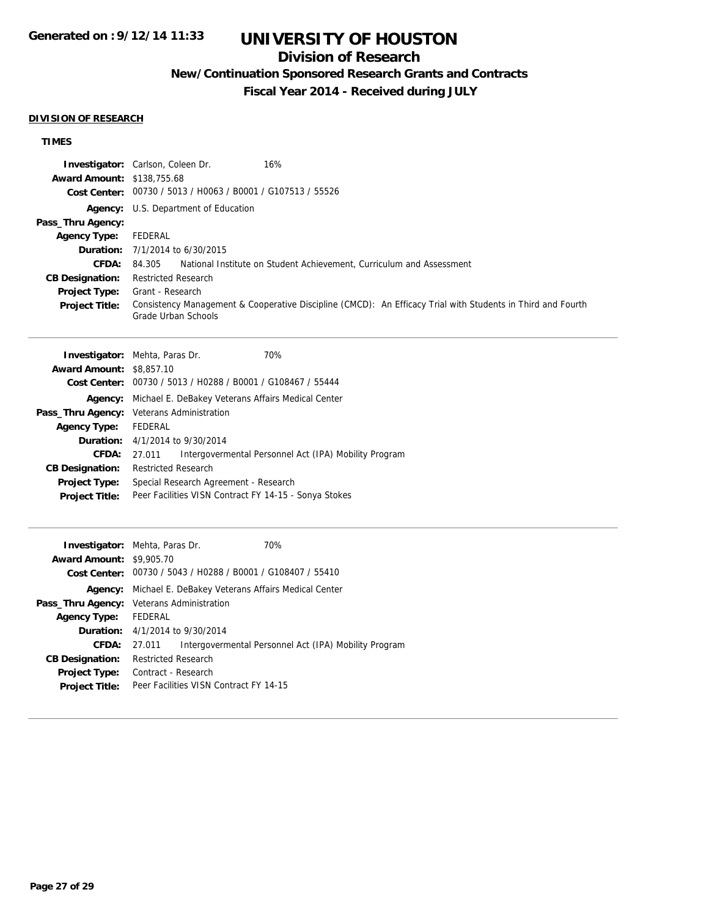# UNIVERSITY OF HOUSTON

## Division of Research

### New/Continuation Sponsored Research Grants and Contracts

### Fiscal Year 2014 - Received during JULY

**DIVISION OF RESEARCH**

**TIMES**

| | | |
|---|---|---|
| **Investigator:** | Carlson, Coleen Dr. | 16% |
| **Award Amount:** | $138,755.68 | |
| **Cost Center:** | 00730 / 5013 / H0063 / B0001 / G107513 / 55526 | |
| **Agency:** | U.S. Department of Education | |
| **Pass_Thru Agency:** | | |
| **Agency Type:** | FEDERAL | |
| **Duration:** | 7/1/2014 to 6/30/2015 | |
| **CFDA:** | 84.305 National Institute on Student Achievement, Curriculum and Assessment | |
| **CB Designation:** | Restricted Research | |
| **Project Type:** | Grant - Research | |
| **Project Title:** | Consistency Management & Cooperative Discipline (CMCD): An Efficacy Trial with Students in Third and Fourth Grade Urban Schools | |

| | | |
|---|---|---|
| **Investigator:** | Mehta, Paras Dr. | 70% |
| **Award Amount:** | $8,857.10 | |
| **Cost Center:** | 00730 / 5013 / H0288 / B0001 / G108467 / 55444 | |
| **Agency:** | Michael E. DeBakey Veterans Affairs Medical Center | |
| **Pass_Thru Agency:** | Veterans Administration | |
| **Agency Type:** | FEDERAL | |
| **Duration:** | 4/1/2014 to 9/30/2014 | |
| **CFDA:** | 27.011 Intergovermental Personnel Act (IPA) Mobility Program | |
| **CB Designation:** | Restricted Research | |
| **Project Type:** | Special Research Agreement - Research | |
| **Project Title:** | Peer Facilities VISN Contract FY 14-15 - Sonya Stokes | |

| | | |
|---|---|---|
| **Investigator:** | Mehta, Paras Dr. | 70% |
| **Award Amount:** | $9,905.70 | |
| **Cost Center:** | 00730 / 5043 / H0288 / B0001 / G108407 / 55410 | |
| **Agency:** | Michael E. DeBakey Veterans Affairs Medical Center | |
| **Pass_Thru Agency:** | Veterans Administration | |
| **Agency Type:** | FEDERAL | |
| **Duration:** | 4/1/2014 to 9/30/2014 | |
| **CFDA:** | 27.011 Intergovermental Personnel Act (IPA) Mobility Program | |
| **CB Designation:** | Restricted Research | |
| **Project Type:** | Contract - Research | |
| **Project Title:** | Peer Facilities VISN Contract FY 14-15 | |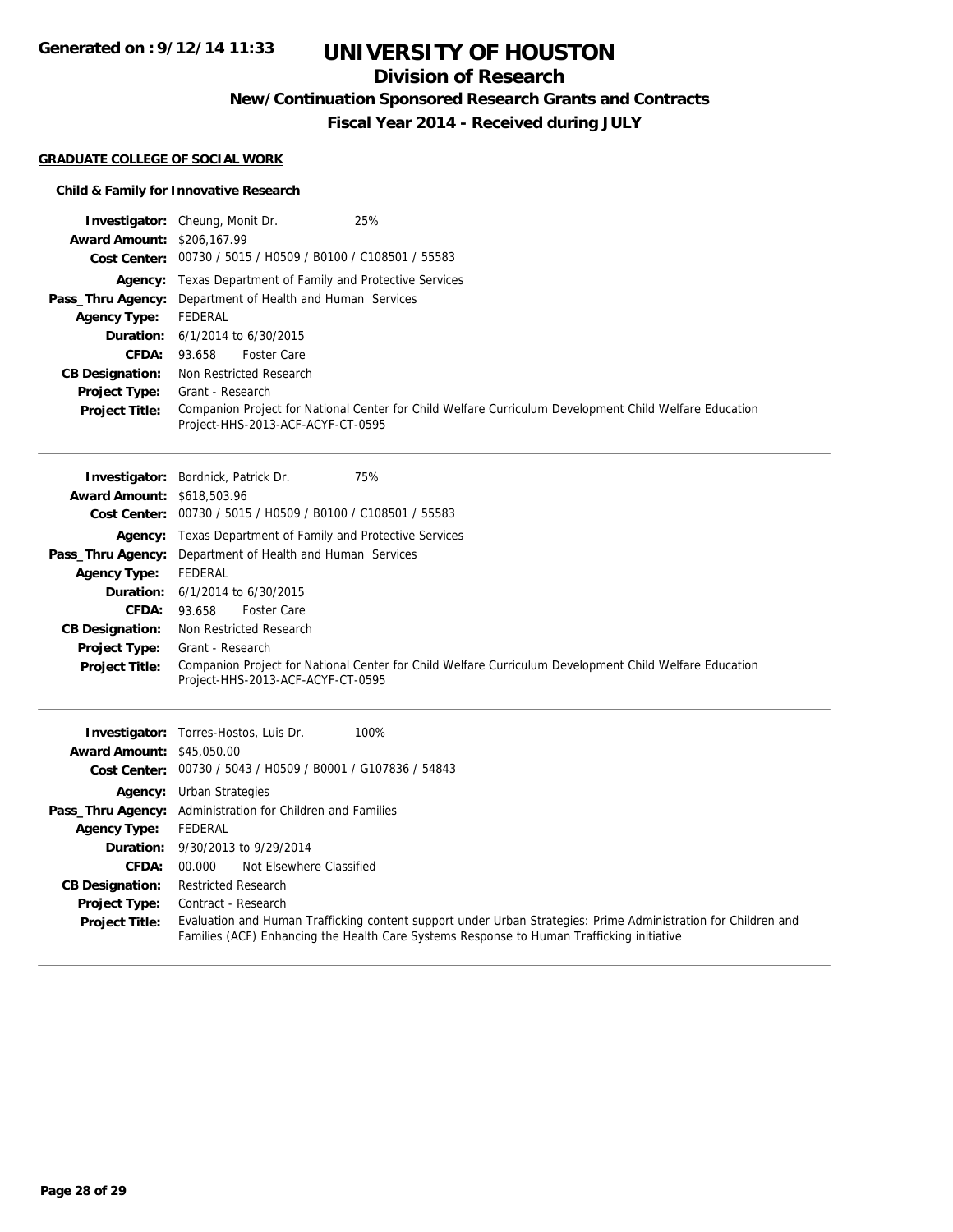# UNIVERSITY OF HOUSTON

## Division of Research

### New/Continuation Sponsored Research Grants and Contracts

### Fiscal Year 2014 - Received during JULY

**GRADUATE COLLEGE OF SOCIAL WORK**

**Child & Family for Innovative Research**

**Investigator:** Cheung, Monit Dr. 25%
**Award Amount:** $206,167.99
**Cost Center:** 00730 / 5015 / H0509 / B0100 / C108501 / 55583
**Agency:** Texas Department of Family and Protective Services
**Pass_Thru Agency:** Department of Health and Human Services
**Agency Type:** FEDERAL
**Duration:** 6/1/2014 to 6/30/2015
**CFDA:** 93.658 Foster Care
**CB Designation:** Non Restricted Research
**Project Type:** Grant - Research
**Project Title:** Companion Project for National Center for Child Welfare Curriculum Development Child Welfare Education Project-HHS-2013-ACF-ACYF-CT-0595

---

**Investigator:** Bordnick, Patrick Dr. 75%
**Award Amount:** $618,503.96
**Cost Center:** 00730 / 5015 / H0509 / B0100 / C108501 / 55583
**Agency:** Texas Department of Family and Protective Services
**Pass_Thru Agency:** Department of Health and Human Services
**Agency Type:** FEDERAL
**Duration:** 6/1/2014 to 6/30/2015
**CFDA:** 93.658 Foster Care
**CB Designation:** Non Restricted Research
**Project Type:** Grant - Research
**Project Title:** Companion Project for National Center for Child Welfare Curriculum Development Child Welfare Education Project-HHS-2013-ACF-ACYF-CT-0595

---

**Investigator:** Torres-Hostos, Luis Dr. 100%
**Award Amount:** $45,050.00
**Cost Center:** 00730 / 5043 / H0509 / B0001 / G107836 / 54843
**Agency:** Urban Strategies
**Pass_Thru Agency:** Administration for Children and Families
**Agency Type:** FEDERAL
**Duration:** 9/30/2013 to 9/29/2014
**CFDA:** 00.000 Not Elsewhere Classified
**CB Designation:** Restricted Research
**Project Type:** Contract - Research
**Project Title:** Evaluation and Human Trafficking content support under Urban Strategies: Prime Administration for Children and Families (ACF) Enhancing the Health Care Systems Response to Human Trafficking initiative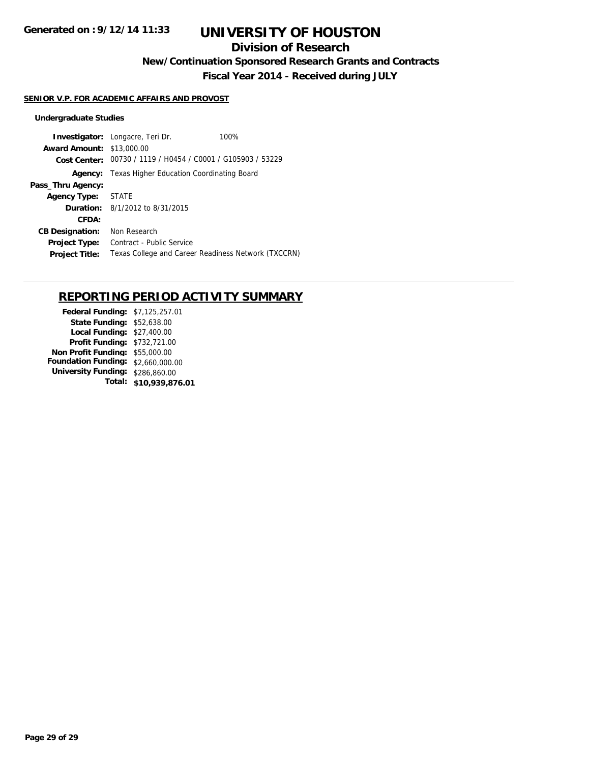# UNIVERSITY OF HOUSTON

## Division of Research

### New/Continuation Sponsored Research Grants and Contracts

### Fiscal Year 2014 - Received during JULY

**SENIOR V.P. FOR ACADEMIC AFFAIRS AND PROVOST**

**Undergraduate Studies**

| | |
|---|---|
| **Investigator:** | Longacre, Teri Dr. 100% |
| **Award Amount:** | $13,000.00 |
| **Cost Center:** | 00730 / 1119 / H0454 / C0001 / G105903 / 53229 |
| **Agency:** | Texas Higher Education Coordinating Board |
| **Pass_Thru Agency:** | |
| **Agency Type:** | STATE |
| **Duration:** | 8/1/2012 to 8/31/2015 |
| **CFDA:** | |
| **CB Designation:** | Non Research |
| **Project Type:** | Contract - Public Service |
| **Project Title:** | Texas College and Career Readiness Network (TXCCRN) |

## REPORTING PERIOD ACTIVITY SUMMARY

| | |
|---|---|
| **Federal Funding:** | $7,125,257.01 |
| **State Funding:** | $52,638.00 |
| **Local Funding:** | $27,400.00 |
| **Profit Funding:** | $732,721.00 |
| **Non Profit Funding:** | $55,000.00 |
| **Foundation Funding:** | $2,660,000.00 |
| **University Funding:** | $286,860.00 |
| **Total:** | **$10,939,876.01** |